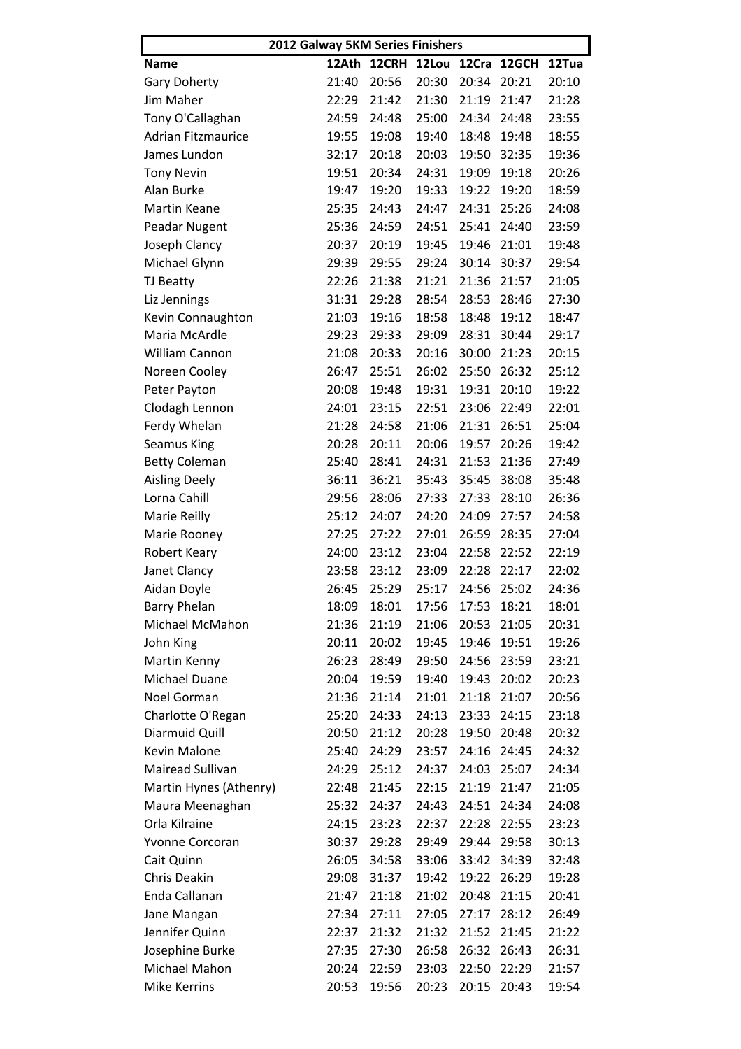| 2012 Galway 5KM Series Finishers | | | | | | |
|---|---|---|---|---|---|---|
| **Name** | **12Ath** | **12CRH** | **12Lou** | **12Cra** | **12GCH** | **12Tua** |
| Gary Doherty | 21:40 | 20:56 | 20:30 | 20:34 | 20:21 | 20:10 |
| Jim Maher | 22:29 | 21:42 | 21:30 | 21:19 | 21:47 | 21:28 |
| Tony O'Callaghan | 24:59 | 24:48 | 25:00 | 24:34 | 24:48 | 23:55 |
| Adrian Fitzmaurice | 19:55 | 19:08 | 19:40 | 18:48 | 19:48 | 18:55 |
| James Lundon | 32:17 | 20:18 | 20:03 | 19:50 | 32:35 | 19:36 |
| Tony Nevin | 19:51 | 20:34 | 24:31 | 19:09 | 19:18 | 20:26 |
| Alan Burke | 19:47 | 19:20 | 19:33 | 19:22 | 19:20 | 18:59 |
| Martin Keane | 25:35 | 24:43 | 24:47 | 24:31 | 25:26 | 24:08 |
| Peadar Nugent | 25:36 | 24:59 | 24:51 | 25:41 | 24:40 | 23:59 |
| Joseph Clancy | 20:37 | 20:19 | 19:45 | 19:46 | 21:01 | 19:48 |
| Michael Glynn | 29:39 | 29:55 | 29:24 | 30:14 | 30:37 | 29:54 |
| TJ Beatty | 22:26 | 21:38 | 21:21 | 21:36 | 21:57 | 21:05 |
| Liz Jennings | 31:31 | 29:28 | 28:54 | 28:53 | 28:46 | 27:30 |
| Kevin Connaughton | 21:03 | 19:16 | 18:58 | 18:48 | 19:12 | 18:47 |
| Maria McArdle | 29:23 | 29:33 | 29:09 | 28:31 | 30:44 | 29:17 |
| William Cannon | 21:08 | 20:33 | 20:16 | 30:00 | 21:23 | 20:15 |
| Noreen Cooley | 26:47 | 25:51 | 26:02 | 25:50 | 26:32 | 25:12 |
| Peter Payton | 20:08 | 19:48 | 19:31 | 19:31 | 20:10 | 19:22 |
| Clodagh Lennon | 24:01 | 23:15 | 22:51 | 23:06 | 22:49 | 22:01 |
| Ferdy Whelan | 21:28 | 24:58 | 21:06 | 21:31 | 26:51 | 25:04 |
| Seamus King | 20:28 | 20:11 | 20:06 | 19:57 | 20:26 | 19:42 |
| Betty Coleman | 25:40 | 28:41 | 24:31 | 21:53 | 21:36 | 27:49 |
| Aisling Deely | 36:11 | 36:21 | 35:43 | 35:45 | 38:08 | 35:48 |
| Lorna Cahill | 29:56 | 28:06 | 27:33 | 27:33 | 28:10 | 26:36 |
| Marie Reilly | 25:12 | 24:07 | 24:20 | 24:09 | 27:57 | 24:58 |
| Marie Rooney | 27:25 | 27:22 | 27:01 | 26:59 | 28:35 | 27:04 |
| Robert Keary | 24:00 | 23:12 | 23:04 | 22:58 | 22:52 | 22:19 |
| Janet Clancy | 23:58 | 23:12 | 23:09 | 22:28 | 22:17 | 22:02 |
| Aidan Doyle | 26:45 | 25:29 | 25:17 | 24:56 | 25:02 | 24:36 |
| Barry Phelan | 18:09 | 18:01 | 17:56 | 17:53 | 18:21 | 18:01 |
| Michael McMahon | 21:36 | 21:19 | 21:06 | 20:53 | 21:05 | 20:31 |
| John King | 20:11 | 20:02 | 19:45 | 19:46 | 19:51 | 19:26 |
| Martin Kenny | 26:23 | 28:49 | 29:50 | 24:56 | 23:59 | 23:21 |
| Michael Duane | 20:04 | 19:59 | 19:40 | 19:43 | 20:02 | 20:23 |
| Noel Gorman | 21:36 | 21:14 | 21:01 | 21:18 | 21:07 | 20:56 |
| Charlotte O'Regan | 25:20 | 24:33 | 24:13 | 23:33 | 24:15 | 23:18 |
| Diarmuid Quill | 20:50 | 21:12 | 20:28 | 19:50 | 20:48 | 20:32 |
| Kevin Malone | 25:40 | 24:29 | 23:57 | 24:16 | 24:45 | 24:32 |
| Mairead Sullivan | 24:29 | 25:12 | 24:37 | 24:03 | 25:07 | 24:34 |
| Martin Hynes (Athenry) | 22:48 | 21:45 | 22:15 | 21:19 | 21:47 | 21:05 |
| Maura Meenaghan | 25:32 | 24:37 | 24:43 | 24:51 | 24:34 | 24:08 |
| Orla Kilraine | 24:15 | 23:23 | 22:37 | 22:28 | 22:55 | 23:23 |
| Yvonne Corcoran | 30:37 | 29:28 | 29:49 | 29:44 | 29:58 | 30:13 |
| Cait Quinn | 26:05 | 34:58 | 33:06 | 33:42 | 34:39 | 32:48 |
| Chris Deakin | 29:08 | 31:37 | 19:42 | 19:22 | 26:29 | 19:28 |
| Enda Callanan | 21:47 | 21:18 | 21:02 | 20:48 | 21:15 | 20:41 |
| Jane Mangan | 27:34 | 27:11 | 27:05 | 27:17 | 28:12 | 26:49 |
| Jennifer Quinn | 22:37 | 21:32 | 21:32 | 21:52 | 21:45 | 21:22 |
| Josephine Burke | 27:35 | 27:30 | 26:58 | 26:32 | 26:43 | 26:31 |
| Michael Mahon | 20:24 | 22:59 | 23:03 | 22:50 | 22:29 | 21:57 |
| Mike Kerrins | 20:53 | 19:56 | 20:23 | 20:15 | 20:43 | 19:54 |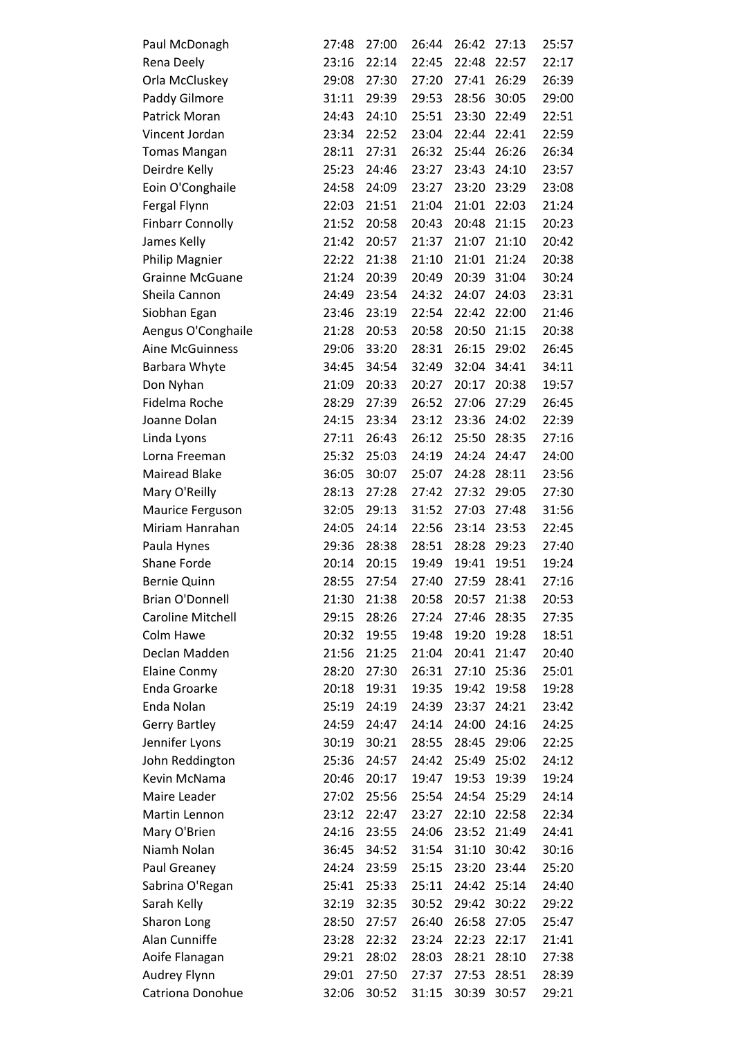| | | | | | | |
|---|---|---|---|---|---|---|
| Paul McDonagh | 27:48 | 27:00 | 26:44 | 26:42 | 27:13 | 25:57 |
| Rena Deely | 23:16 | 22:14 | 22:45 | 22:48 | 22:57 | 22:17 |
| Orla McCluskey | 29:08 | 27:30 | 27:20 | 27:41 | 26:29 | 26:39 |
| Paddy Gilmore | 31:11 | 29:39 | 29:53 | 28:56 | 30:05 | 29:00 |
| Patrick Moran | 24:43 | 24:10 | 25:51 | 23:30 | 22:49 | 22:51 |
| Vincent Jordan | 23:34 | 22:52 | 23:04 | 22:44 | 22:41 | 22:59 |
| Tomas Mangan | 28:11 | 27:31 | 26:32 | 25:44 | 26:26 | 26:34 |
| Deirdre Kelly | 25:23 | 24:46 | 23:27 | 23:43 | 24:10 | 23:57 |
| Eoin O'Conghaile | 24:58 | 24:09 | 23:27 | 23:20 | 23:29 | 23:08 |
| Fergal Flynn | 22:03 | 21:51 | 21:04 | 21:01 | 22:03 | 21:24 |
| Finbarr Connolly | 21:52 | 20:58 | 20:43 | 20:48 | 21:15 | 20:23 |
| James Kelly | 21:42 | 20:57 | 21:37 | 21:07 | 21:10 | 20:42 |
| Philip Magnier | 22:22 | 21:38 | 21:10 | 21:01 | 21:24 | 20:38 |
| Grainne McGuane | 21:24 | 20:39 | 20:49 | 20:39 | 31:04 | 30:24 |
| Sheila Cannon | 24:49 | 23:54 | 24:32 | 24:07 | 24:03 | 23:31 |
| Siobhan Egan | 23:46 | 23:19 | 22:54 | 22:42 | 22:00 | 21:46 |
| Aengus O'Conghaile | 21:28 | 20:53 | 20:58 | 20:50 | 21:15 | 20:38 |
| Aine McGuinness | 29:06 | 33:20 | 28:31 | 26:15 | 29:02 | 26:45 |
| Barbara Whyte | 34:45 | 34:54 | 32:49 | 32:04 | 34:41 | 34:11 |
| Don Nyhan | 21:09 | 20:33 | 20:27 | 20:17 | 20:38 | 19:57 |
| Fidelma Roche | 28:29 | 27:39 | 26:52 | 27:06 | 27:29 | 26:45 |
| Joanne Dolan | 24:15 | 23:34 | 23:12 | 23:36 | 24:02 | 22:39 |
| Linda Lyons | 27:11 | 26:43 | 26:12 | 25:50 | 28:35 | 27:16 |
| Lorna Freeman | 25:32 | 25:03 | 24:19 | 24:24 | 24:47 | 24:00 |
| Mairead Blake | 36:05 | 30:07 | 25:07 | 24:28 | 28:11 | 23:56 |
| Mary O'Reilly | 28:13 | 27:28 | 27:42 | 27:32 | 29:05 | 27:30 |
| Maurice Ferguson | 32:05 | 29:13 | 31:52 | 27:03 | 27:48 | 31:56 |
| Miriam Hanrahan | 24:05 | 24:14 | 22:56 | 23:14 | 23:53 | 22:45 |
| Paula Hynes | 29:36 | 28:38 | 28:51 | 28:28 | 29:23 | 27:40 |
| Shane Forde | 20:14 | 20:15 | 19:49 | 19:41 | 19:51 | 19:24 |
| Bernie Quinn | 28:55 | 27:54 | 27:40 | 27:59 | 28:41 | 27:16 |
| Brian O'Donnell | 21:30 | 21:38 | 20:58 | 20:57 | 21:38 | 20:53 |
| Caroline Mitchell | 29:15 | 28:26 | 27:24 | 27:46 | 28:35 | 27:35 |
| Colm Hawe | 20:32 | 19:55 | 19:48 | 19:20 | 19:28 | 18:51 |
| Declan Madden | 21:56 | 21:25 | 21:04 | 20:41 | 21:47 | 20:40 |
| Elaine Conmy | 28:20 | 27:30 | 26:31 | 27:10 | 25:36 | 25:01 |
| Enda Groarke | 20:18 | 19:31 | 19:35 | 19:42 | 19:58 | 19:28 |
| Enda Nolan | 25:19 | 24:19 | 24:39 | 23:37 | 24:21 | 23:42 |
| Gerry Bartley | 24:59 | 24:47 | 24:14 | 24:00 | 24:16 | 24:25 |
| Jennifer Lyons | 30:19 | 30:21 | 28:55 | 28:45 | 29:06 | 22:25 |
| John Reddington | 25:36 | 24:57 | 24:42 | 25:49 | 25:02 | 24:12 |
| Kevin McNama | 20:46 | 20:17 | 19:47 | 19:53 | 19:39 | 19:24 |
| Maire Leader | 27:02 | 25:56 | 25:54 | 24:54 | 25:29 | 24:14 |
| Martin Lennon | 23:12 | 22:47 | 23:27 | 22:10 | 22:58 | 22:34 |
| Mary O'Brien | 24:16 | 23:55 | 24:06 | 23:52 | 21:49 | 24:41 |
| Niamh Nolan | 36:45 | 34:52 | 31:54 | 31:10 | 30:42 | 30:16 |
| Paul Greaney | 24:24 | 23:59 | 25:15 | 23:20 | 23:44 | 25:20 |
| Sabrina O'Regan | 25:41 | 25:33 | 25:11 | 24:42 | 25:14 | 24:40 |
| Sarah Kelly | 32:19 | 32:35 | 30:52 | 29:42 | 30:22 | 29:22 |
| Sharon Long | 28:50 | 27:57 | 26:40 | 26:58 | 27:05 | 25:47 |
| Alan Cunniffe | 23:28 | 22:32 | 23:24 | 22:23 | 22:17 | 21:41 |
| Aoife Flanagan | 29:21 | 28:02 | 28:03 | 28:21 | 28:10 | 27:38 |
| Audrey Flynn | 29:01 | 27:50 | 27:37 | 27:53 | 28:51 | 28:39 |
| Catriona Donohue | 32:06 | 30:52 | 31:15 | 30:39 | 30:57 | 29:21 |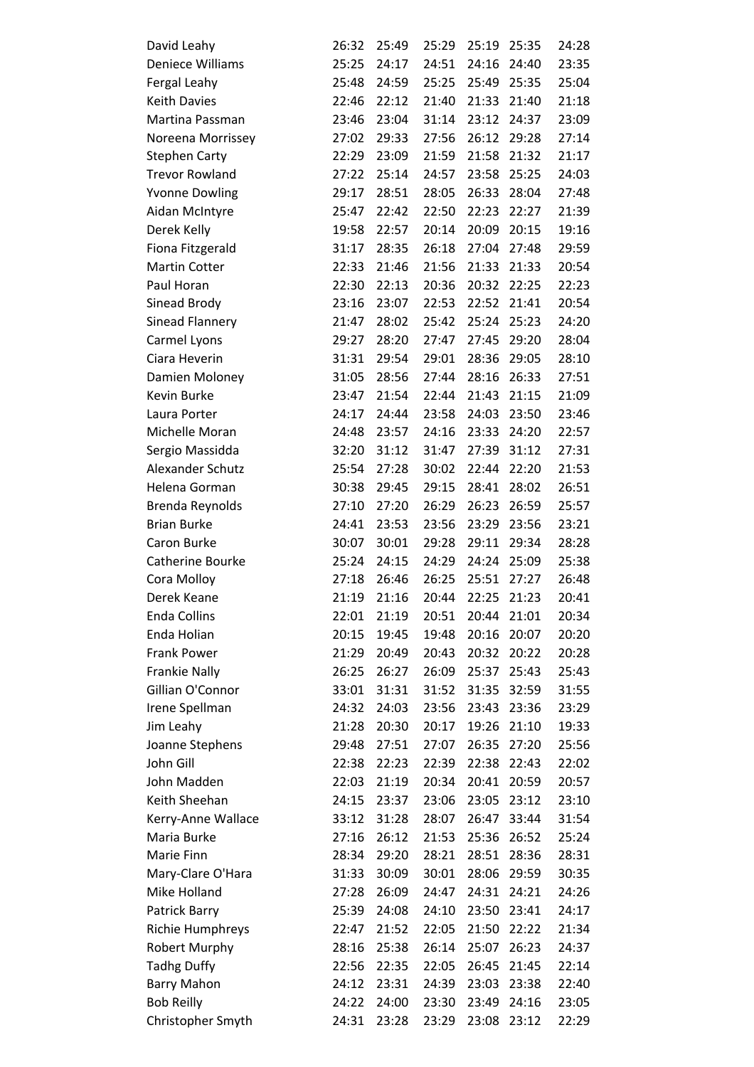| | | | | | | |
|---|---|---|---|---|---|---|
| David Leahy | 26:32 | 25:49 | 25:29 | 25:19 | 25:35 | 24:28 |
| Deniece Williams | 25:25 | 24:17 | 24:51 | 24:16 | 24:40 | 23:35 |
| Fergal Leahy | 25:48 | 24:59 | 25:25 | 25:49 | 25:35 | 25:04 |
| Keith Davies | 22:46 | 22:12 | 21:40 | 21:33 | 21:40 | 21:18 |
| Martina Passman | 23:46 | 23:04 | 31:14 | 23:12 | 24:37 | 23:09 |
| Noreena Morrissey | 27:02 | 29:33 | 27:56 | 26:12 | 29:28 | 27:14 |
| Stephen Carty | 22:29 | 23:09 | 21:59 | 21:58 | 21:32 | 21:17 |
| Trevor Rowland | 27:22 | 25:14 | 24:57 | 23:58 | 25:25 | 24:03 |
| Yvonne Dowling | 29:17 | 28:51 | 28:05 | 26:33 | 28:04 | 27:48 |
| Aidan McIntyre | 25:47 | 22:42 | 22:50 | 22:23 | 22:27 | 21:39 |
| Derek Kelly | 19:58 | 22:57 | 20:14 | 20:09 | 20:15 | 19:16 |
| Fiona Fitzgerald | 31:17 | 28:35 | 26:18 | 27:04 | 27:48 | 29:59 |
| Martin Cotter | 22:33 | 21:46 | 21:56 | 21:33 | 21:33 | 20:54 |
| Paul Horan | 22:30 | 22:13 | 20:36 | 20:32 | 22:25 | 22:23 |
| Sinead Brody | 23:16 | 23:07 | 22:53 | 22:52 | 21:41 | 20:54 |
| Sinead Flannery | 21:47 | 28:02 | 25:42 | 25:24 | 25:23 | 24:20 |
| Carmel Lyons | 29:27 | 28:20 | 27:47 | 27:45 | 29:20 | 28:04 |
| Ciara Heverin | 31:31 | 29:54 | 29:01 | 28:36 | 29:05 | 28:10 |
| Damien Moloney | 31:05 | 28:56 | 27:44 | 28:16 | 26:33 | 27:51 |
| Kevin Burke | 23:47 | 21:54 | 22:44 | 21:43 | 21:15 | 21:09 |
| Laura Porter | 24:17 | 24:44 | 23:58 | 24:03 | 23:50 | 23:46 |
| Michelle Moran | 24:48 | 23:57 | 24:16 | 23:33 | 24:20 | 22:57 |
| Sergio Massidda | 32:20 | 31:12 | 31:47 | 27:39 | 31:12 | 27:31 |
| Alexander Schutz | 25:54 | 27:28 | 30:02 | 22:44 | 22:20 | 21:53 |
| Helena Gorman | 30:38 | 29:45 | 29:15 | 28:41 | 28:02 | 26:51 |
| Brenda Reynolds | 27:10 | 27:20 | 26:29 | 26:23 | 26:59 | 25:57 |
| Brian Burke | 24:41 | 23:53 | 23:56 | 23:29 | 23:56 | 23:21 |
| Caron Burke | 30:07 | 30:01 | 29:28 | 29:11 | 29:34 | 28:28 |
| Catherine Bourke | 25:24 | 24:15 | 24:29 | 24:24 | 25:09 | 25:38 |
| Cora Molloy | 27:18 | 26:46 | 26:25 | 25:51 | 27:27 | 26:48 |
| Derek Keane | 21:19 | 21:16 | 20:44 | 22:25 | 21:23 | 20:41 |
| Enda Collins | 22:01 | 21:19 | 20:51 | 20:44 | 21:01 | 20:34 |
| Enda Holian | 20:15 | 19:45 | 19:48 | 20:16 | 20:07 | 20:20 |
| Frank Power | 21:29 | 20:49 | 20:43 | 20:32 | 20:22 | 20:28 |
| Frankie Nally | 26:25 | 26:27 | 26:09 | 25:37 | 25:43 | 25:43 |
| Gillian O'Connor | 33:01 | 31:31 | 31:52 | 31:35 | 32:59 | 31:55 |
| Irene Spellman | 24:32 | 24:03 | 23:56 | 23:43 | 23:36 | 23:29 |
| Jim Leahy | 21:28 | 20:30 | 20:17 | 19:26 | 21:10 | 19:33 |
| Joanne Stephens | 29:48 | 27:51 | 27:07 | 26:35 | 27:20 | 25:56 |
| John Gill | 22:38 | 22:23 | 22:39 | 22:38 | 22:43 | 22:02 |
| John Madden | 22:03 | 21:19 | 20:34 | 20:41 | 20:59 | 20:57 |
| Keith Sheehan | 24:15 | 23:37 | 23:06 | 23:05 | 23:12 | 23:10 |
| Kerry-Anne Wallace | 33:12 | 31:28 | 28:07 | 26:47 | 33:44 | 31:54 |
| Maria Burke | 27:16 | 26:12 | 21:53 | 25:36 | 26:52 | 25:24 |
| Marie Finn | 28:34 | 29:20 | 28:21 | 28:51 | 28:36 | 28:31 |
| Mary-Clare O'Hara | 31:33 | 30:09 | 30:01 | 28:06 | 29:59 | 30:35 |
| Mike Holland | 27:28 | 26:09 | 24:47 | 24:31 | 24:21 | 24:26 |
| Patrick Barry | 25:39 | 24:08 | 24:10 | 23:50 | 23:41 | 24:17 |
| Richie Humphreys | 22:47 | 21:52 | 22:05 | 21:50 | 22:22 | 21:34 |
| Robert Murphy | 28:16 | 25:38 | 26:14 | 25:07 | 26:23 | 24:37 |
| Tadhg Duffy | 22:56 | 22:35 | 22:05 | 26:45 | 21:45 | 22:14 |
| Barry Mahon | 24:12 | 23:31 | 24:39 | 23:03 | 23:38 | 22:40 |
| Bob Reilly | 24:22 | 24:00 | 23:30 | 23:49 | 24:16 | 23:05 |
| Christopher Smyth | 24:31 | 23:28 | 23:29 | 23:08 | 23:12 | 22:29 |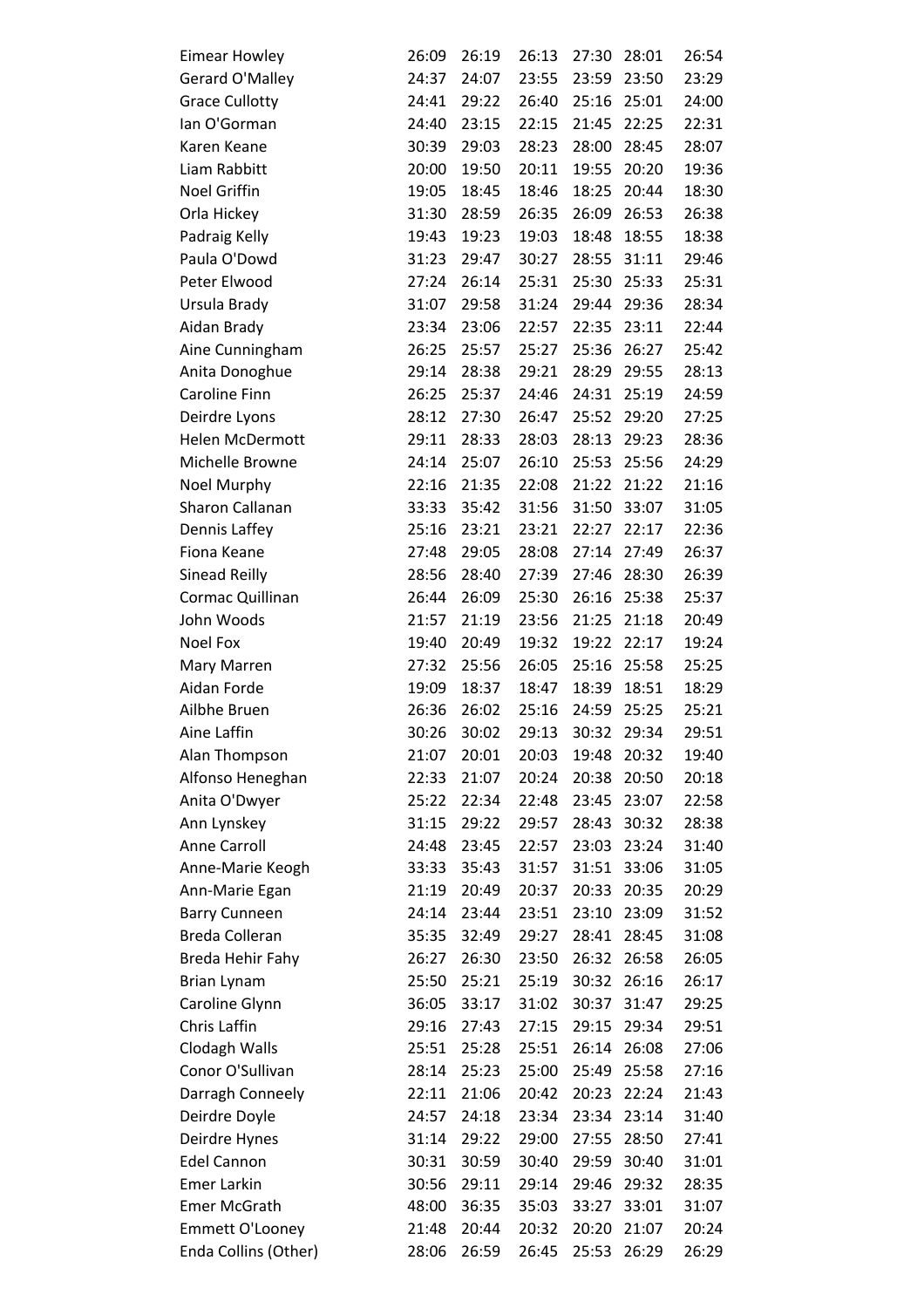| | | | | | | |
|---|---|---|---|---|---|---|
| Eimear Howley | 26:09 | 26:19 | 26:13 | 27:30 | 28:01 | 26:54 |
| Gerard O'Malley | 24:37 | 24:07 | 23:55 | 23:59 | 23:50 | 23:29 |
| Grace Cullotty | 24:41 | 29:22 | 26:40 | 25:16 | 25:01 | 24:00 |
| Ian O'Gorman | 24:40 | 23:15 | 22:15 | 21:45 | 22:25 | 22:31 |
| Karen Keane | 30:39 | 29:03 | 28:23 | 28:00 | 28:45 | 28:07 |
| Liam Rabbitt | 20:00 | 19:50 | 20:11 | 19:55 | 20:20 | 19:36 |
| Noel Griffin | 19:05 | 18:45 | 18:46 | 18:25 | 20:44 | 18:30 |
| Orla Hickey | 31:30 | 28:59 | 26:35 | 26:09 | 26:53 | 26:38 |
| Padraig Kelly | 19:43 | 19:23 | 19:03 | 18:48 | 18:55 | 18:38 |
| Paula O'Dowd | 31:23 | 29:47 | 30:27 | 28:55 | 31:11 | 29:46 |
| Peter Elwood | 27:24 | 26:14 | 25:31 | 25:30 | 25:33 | 25:31 |
| Ursula Brady | 31:07 | 29:58 | 31:24 | 29:44 | 29:36 | 28:34 |
| Aidan Brady | 23:34 | 23:06 | 22:57 | 22:35 | 23:11 | 22:44 |
| Aine Cunningham | 26:25 | 25:57 | 25:27 | 25:36 | 26:27 | 25:42 |
| Anita Donoghue | 29:14 | 28:38 | 29:21 | 28:29 | 29:55 | 28:13 |
| Caroline Finn | 26:25 | 25:37 | 24:46 | 24:31 | 25:19 | 24:59 |
| Deirdre Lyons | 28:12 | 27:30 | 26:47 | 25:52 | 29:20 | 27:25 |
| Helen McDermott | 29:11 | 28:33 | 28:03 | 28:13 | 29:23 | 28:36 |
| Michelle Browne | 24:14 | 25:07 | 26:10 | 25:53 | 25:56 | 24:29 |
| Noel Murphy | 22:16 | 21:35 | 22:08 | 21:22 | 21:22 | 21:16 |
| Sharon Callanan | 33:33 | 35:42 | 31:56 | 31:50 | 33:07 | 31:05 |
| Dennis Laffey | 25:16 | 23:21 | 23:21 | 22:27 | 22:17 | 22:36 |
| Fiona Keane | 27:48 | 29:05 | 28:08 | 27:14 | 27:49 | 26:37 |
| Sinead Reilly | 28:56 | 28:40 | 27:39 | 27:46 | 28:30 | 26:39 |
| Cormac Quillinan | 26:44 | 26:09 | 25:30 | 26:16 | 25:38 | 25:37 |
| John Woods | 21:57 | 21:19 | 23:56 | 21:25 | 21:18 | 20:49 |
| Noel Fox | 19:40 | 20:49 | 19:32 | 19:22 | 22:17 | 19:24 |
| Mary Marren | 27:32 | 25:56 | 26:05 | 25:16 | 25:58 | 25:25 |
| Aidan Forde | 19:09 | 18:37 | 18:47 | 18:39 | 18:51 | 18:29 |
| Ailbhe Bruen | 26:36 | 26:02 | 25:16 | 24:59 | 25:25 | 25:21 |
| Aine Laffin | 30:26 | 30:02 | 29:13 | 30:32 | 29:34 | 29:51 |
| Alan Thompson | 21:07 | 20:01 | 20:03 | 19:48 | 20:32 | 19:40 |
| Alfonso Heneghan | 22:33 | 21:07 | 20:24 | 20:38 | 20:50 | 20:18 |
| Anita O'Dwyer | 25:22 | 22:34 | 22:48 | 23:45 | 23:07 | 22:58 |
| Ann Lynskey | 31:15 | 29:22 | 29:57 | 28:43 | 30:32 | 28:38 |
| Anne Carroll | 24:48 | 23:45 | 22:57 | 23:03 | 23:24 | 31:40 |
| Anne-Marie Keogh | 33:33 | 35:43 | 31:57 | 31:51 | 33:06 | 31:05 |
| Ann-Marie Egan | 21:19 | 20:49 | 20:37 | 20:33 | 20:35 | 20:29 |
| Barry Cunneen | 24:14 | 23:44 | 23:51 | 23:10 | 23:09 | 31:52 |
| Breda Colleran | 35:35 | 32:49 | 29:27 | 28:41 | 28:45 | 31:08 |
| Breda Hehir Fahy | 26:27 | 26:30 | 23:50 | 26:32 | 26:58 | 26:05 |
| Brian Lynam | 25:50 | 25:21 | 25:19 | 30:32 | 26:16 | 26:17 |
| Caroline Glynn | 36:05 | 33:17 | 31:02 | 30:37 | 31:47 | 29:25 |
| Chris Laffin | 29:16 | 27:43 | 27:15 | 29:15 | 29:34 | 29:51 |
| Clodagh Walls | 25:51 | 25:28 | 25:51 | 26:14 | 26:08 | 27:06 |
| Conor O'Sullivan | 28:14 | 25:23 | 25:00 | 25:49 | 25:58 | 27:16 |
| Darragh Conneely | 22:11 | 21:06 | 20:42 | 20:23 | 22:24 | 21:43 |
| Deirdre Doyle | 24:57 | 24:18 | 23:34 | 23:34 | 23:14 | 31:40 |
| Deirdre Hynes | 31:14 | 29:22 | 29:00 | 27:55 | 28:50 | 27:41 |
| Edel Cannon | 30:31 | 30:59 | 30:40 | 29:59 | 30:40 | 31:01 |
| Emer Larkin | 30:56 | 29:11 | 29:14 | 29:46 | 29:32 | 28:35 |
| Emer McGrath | 48:00 | 36:35 | 35:03 | 33:27 | 33:01 | 31:07 |
| Emmett O'Looney | 21:48 | 20:44 | 20:32 | 20:20 | 21:07 | 20:24 |
| Enda Collins (Other) | 28:06 | 26:59 | 26:45 | 25:53 | 26:29 | 26:29 |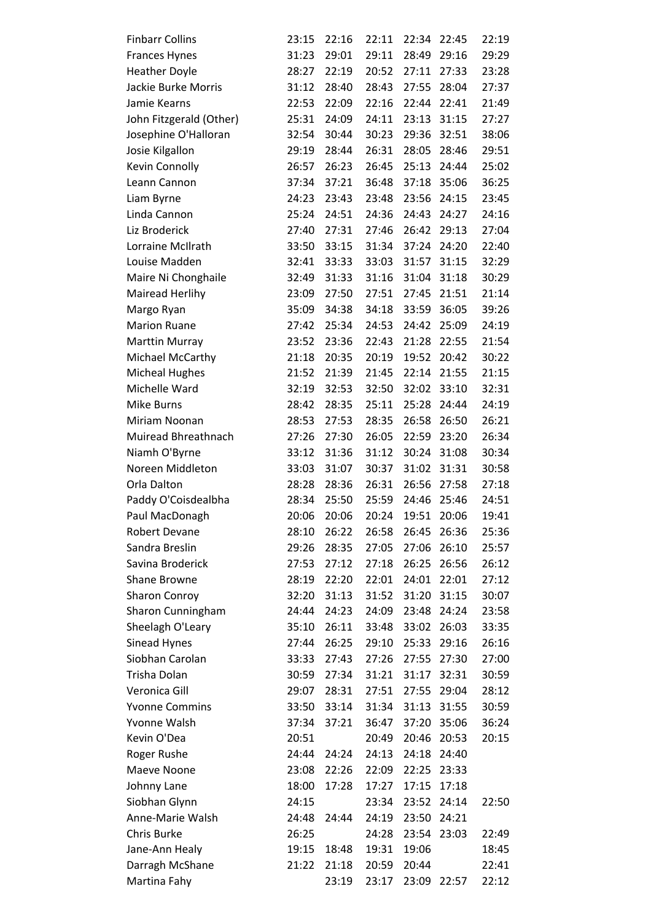| | | | | | | |
|---|---|---|---|---|---|---|
| Finbarr Collins | 23:15 | 22:16 | 22:11 | 22:34 | 22:45 | 22:19 |
| Frances Hynes | 31:23 | 29:01 | 29:11 | 28:49 | 29:16 | 29:29 |
| Heather Doyle | 28:27 | 22:19 | 20:52 | 27:11 | 27:33 | 23:28 |
| Jackie Burke Morris | 31:12 | 28:40 | 28:43 | 27:55 | 28:04 | 27:37 |
| Jamie Kearns | 22:53 | 22:09 | 22:16 | 22:44 | 22:41 | 21:49 |
| John Fitzgerald (Other) | 25:31 | 24:09 | 24:11 | 23:13 | 31:15 | 27:27 |
| Josephine O'Halloran | 32:54 | 30:44 | 30:23 | 29:36 | 32:51 | 38:06 |
| Josie Kilgallon | 29:19 | 28:44 | 26:31 | 28:05 | 28:46 | 29:51 |
| Kevin Connolly | 26:57 | 26:23 | 26:45 | 25:13 | 24:44 | 25:02 |
| Leann Cannon | 37:34 | 37:21 | 36:48 | 37:18 | 35:06 | 36:25 |
| Liam Byrne | 24:23 | 23:43 | 23:48 | 23:56 | 24:15 | 23:45 |
| Linda Cannon | 25:24 | 24:51 | 24:36 | 24:43 | 24:27 | 24:16 |
| Liz Broderick | 27:40 | 27:31 | 27:46 | 26:42 | 29:13 | 27:04 |
| Lorraine McIlrath | 33:50 | 33:15 | 31:34 | 37:24 | 24:20 | 22:40 |
| Louise Madden | 32:41 | 33:33 | 33:03 | 31:57 | 31:15 | 32:29 |
| Maire Ni Chonghaile | 32:49 | 31:33 | 31:16 | 31:04 | 31:18 | 30:29 |
| Mairead Herlihy | 23:09 | 27:50 | 27:51 | 27:45 | 21:51 | 21:14 |
| Margo Ryan | 35:09 | 34:38 | 34:18 | 33:59 | 36:05 | 39:26 |
| Marion Ruane | 27:42 | 25:34 | 24:53 | 24:42 | 25:09 | 24:19 |
| Marttin Murray | 23:52 | 23:36 | 22:43 | 21:28 | 22:55 | 21:54 |
| Michael McCarthy | 21:18 | 20:35 | 20:19 | 19:52 | 20:42 | 30:22 |
| Micheal Hughes | 21:52 | 21:39 | 21:45 | 22:14 | 21:55 | 21:15 |
| Michelle Ward | 32:19 | 32:53 | 32:50 | 32:02 | 33:10 | 32:31 |
| Mike Burns | 28:42 | 28:35 | 25:11 | 25:28 | 24:44 | 24:19 |
| Miriam Noonan | 28:53 | 27:53 | 28:35 | 26:58 | 26:50 | 26:21 |
| Muiread Bhreathnach | 27:26 | 27:30 | 26:05 | 22:59 | 23:20 | 26:34 |
| Niamh O'Byrne | 33:12 | 31:36 | 31:12 | 30:24 | 31:08 | 30:34 |
| Noreen Middleton | 33:03 | 31:07 | 30:37 | 31:02 | 31:31 | 30:58 |
| Orla Dalton | 28:28 | 28:36 | 26:31 | 26:56 | 27:58 | 27:18 |
| Paddy O'Coisdealbha | 28:34 | 25:50 | 25:59 | 24:46 | 25:46 | 24:51 |
| Paul MacDonagh | 20:06 | 20:06 | 20:24 | 19:51 | 20:06 | 19:41 |
| Robert Devane | 28:10 | 26:22 | 26:58 | 26:45 | 26:36 | 25:36 |
| Sandra Breslin | 29:26 | 28:35 | 27:05 | 27:06 | 26:10 | 25:57 |
| Savina Broderick | 27:53 | 27:12 | 27:18 | 26:25 | 26:56 | 26:12 |
| Shane Browne | 28:19 | 22:20 | 22:01 | 24:01 | 22:01 | 27:12 |
| Sharon Conroy | 32:20 | 31:13 | 31:52 | 31:20 | 31:15 | 30:07 |
| Sharon Cunningham | 24:44 | 24:23 | 24:09 | 23:48 | 24:24 | 23:58 |
| Sheelagh O'Leary | 35:10 | 26:11 | 33:48 | 33:02 | 26:03 | 33:35 |
| Sinead Hynes | 27:44 | 26:25 | 29:10 | 25:33 | 29:16 | 26:16 |
| Siobhan Carolan | 33:33 | 27:43 | 27:26 | 27:55 | 27:30 | 27:00 |
| Trisha Dolan | 30:59 | 27:34 | 31:21 | 31:17 | 32:31 | 30:59 |
| Veronica Gill | 29:07 | 28:31 | 27:51 | 27:55 | 29:04 | 28:12 |
| Yvonne Commins | 33:50 | 33:14 | 31:34 | 31:13 | 31:55 | 30:59 |
| Yvonne Walsh | 37:34 | 37:21 | 36:47 | 37:20 | 35:06 | 36:24 |
| Kevin O'Dea | 20:51 | | 20:49 | 20:46 | 20:53 | 20:15 |
| Roger Rushe | 24:44 | 24:24 | 24:13 | 24:18 | 24:40 | |
| Maeve Noone | 23:08 | 22:26 | 22:09 | 22:25 | 23:33 | |
| Johnny Lane | 18:00 | 17:28 | 17:27 | 17:15 | 17:18 | |
| Siobhan Glynn | 24:15 | | 23:34 | 23:52 | 24:14 | 22:50 |
| Anne-Marie Walsh | 24:48 | 24:44 | 24:19 | 23:50 | 24:21 | |
| Chris Burke | 26:25 | | 24:28 | 23:54 | 23:03 | 22:49 |
| Jane-Ann Healy | 19:15 | 18:48 | 19:31 | 19:06 | | 18:45 |
| Darragh McShane | 21:22 | 21:18 | 20:59 | 20:44 | | 22:41 |
| Martina Fahy | | 23:19 | 23:17 | 23:09 | 22:57 | 22:12 |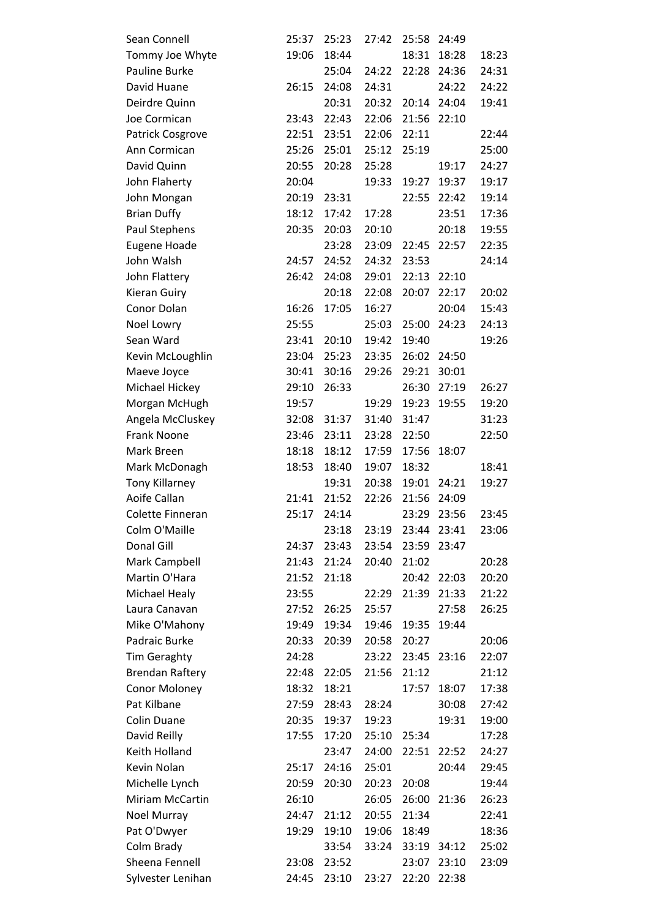| | | | | | | |
|---|---|---|---|---|---|---|
| Sean Connell | 25:37 | 25:23 | 27:42 | 25:58 | 24:49 | |
| Tommy Joe Whyte | 19:06 | 18:44 | | 18:31 | 18:28 | 18:23 |
| Pauline Burke | | 25:04 | 24:22 | 22:28 | 24:36 | 24:31 |
| David Huane | 26:15 | 24:08 | 24:31 | | 24:22 | 24:22 |
| Deirdre Quinn | | 20:31 | 20:32 | 20:14 | 24:04 | 19:41 |
| Joe Cormican | 23:43 | 22:43 | 22:06 | 21:56 | 22:10 | |
| Patrick Cosgrove | 22:51 | 23:51 | 22:06 | 22:11 | | 22:44 |
| Ann Cormican | 25:26 | 25:01 | 25:12 | 25:19 | | 25:00 |
| David Quinn | 20:55 | 20:28 | 25:28 | | 19:17 | 24:27 |
| John Flaherty | 20:04 | | 19:33 | 19:27 | 19:37 | 19:17 |
| John Mongan | 20:19 | 23:31 | | 22:55 | 22:42 | 19:14 |
| Brian Duffy | 18:12 | 17:42 | 17:28 | | 23:51 | 17:36 |
| Paul Stephens | 20:35 | 20:03 | 20:10 | | 20:18 | 19:55 |
| Eugene Hoade | | 23:28 | 23:09 | 22:45 | 22:57 | 22:35 |
| John Walsh | 24:57 | 24:52 | 24:32 | 23:53 | | 24:14 |
| John Flattery | 26:42 | 24:08 | 29:01 | 22:13 | 22:10 | |
| Kieran Guiry | | 20:18 | 22:08 | 20:07 | 22:17 | 20:02 |
| Conor Dolan | 16:26 | 17:05 | 16:27 | | 20:04 | 15:43 |
| Noel Lowry | 25:55 | | 25:03 | 25:00 | 24:23 | 24:13 |
| Sean Ward | 23:41 | 20:10 | 19:42 | 19:40 | | 19:26 |
| Kevin McLoughlin | 23:04 | 25:23 | 23:35 | 26:02 | 24:50 | |
| Maeve Joyce | 30:41 | 30:16 | 29:26 | 29:21 | 30:01 | |
| Michael Hickey | 29:10 | 26:33 | | 26:30 | 27:19 | 26:27 |
| Morgan McHugh | 19:57 | | 19:29 | 19:23 | 19:55 | 19:20 |
| Angela McCluskey | 32:08 | 31:37 | 31:40 | 31:47 | | 31:23 |
| Frank Noone | 23:46 | 23:11 | 23:28 | 22:50 | | 22:50 |
| Mark Breen | 18:18 | 18:12 | 17:59 | 17:56 | 18:07 | |
| Mark McDonagh | 18:53 | 18:40 | 19:07 | 18:32 | | 18:41 |
| Tony Killarney | | 19:31 | 20:38 | 19:01 | 24:21 | 19:27 |
| Aoife Callan | 21:41 | 21:52 | 22:26 | 21:56 | 24:09 | |
| Colette Finneran | 25:17 | 24:14 | | 23:29 | 23:56 | 23:45 |
| Colm O'Maille | | 23:18 | 23:19 | 23:44 | 23:41 | 23:06 |
| Donal Gill | 24:37 | 23:43 | 23:54 | 23:59 | 23:47 | |
| Mark Campbell | 21:43 | 21:24 | 20:40 | 21:02 | | 20:28 |
| Martin O'Hara | 21:52 | 21:18 | | 20:42 | 22:03 | 20:20 |
| Michael Healy | 23:55 | | 22:29 | 21:39 | 21:33 | 21:22 |
| Laura Canavan | 27:52 | 26:25 | 25:57 | | 27:58 | 26:25 |
| Mike O'Mahony | 19:49 | 19:34 | 19:46 | 19:35 | 19:44 | |
| Padraic Burke | 20:33 | 20:39 | 20:58 | 20:27 | | 20:06 |
| Tim Geraghty | 24:28 | | 23:22 | 23:45 | 23:16 | 22:07 |
| Brendan Raftery | 22:48 | 22:05 | 21:56 | 21:12 | | 21:12 |
| Conor Moloney | 18:32 | 18:21 | | 17:57 | 18:07 | 17:38 |
| Pat Kilbane | 27:59 | 28:43 | 28:24 | | 30:08 | 27:42 |
| Colin Duane | 20:35 | 19:37 | 19:23 | | 19:31 | 19:00 |
| David Reilly | 17:55 | 17:20 | 25:10 | 25:34 | | 17:28 |
| Keith Holland | | 23:47 | 24:00 | 22:51 | 22:52 | 24:27 |
| Kevin Nolan | 25:17 | 24:16 | 25:01 | | 20:44 | 29:45 |
| Michelle Lynch | 20:59 | 20:30 | 20:23 | 20:08 | | 19:44 |
| Miriam McCartin | 26:10 | | 26:05 | 26:00 | 21:36 | 26:23 |
| Noel Murray | 24:47 | 21:12 | 20:55 | 21:34 | | 22:41 |
| Pat O'Dwyer | 19:29 | 19:10 | 19:06 | 18:49 | | 18:36 |
| Colm Brady | | 33:54 | 33:24 | 33:19 | 34:12 | 25:02 |
| Sheena Fennell | 23:08 | 23:52 | | 23:07 | 23:10 | 23:09 |
| Sylvester Lenihan | 24:45 | 23:10 | 23:27 | 22:20 | 22:38 | |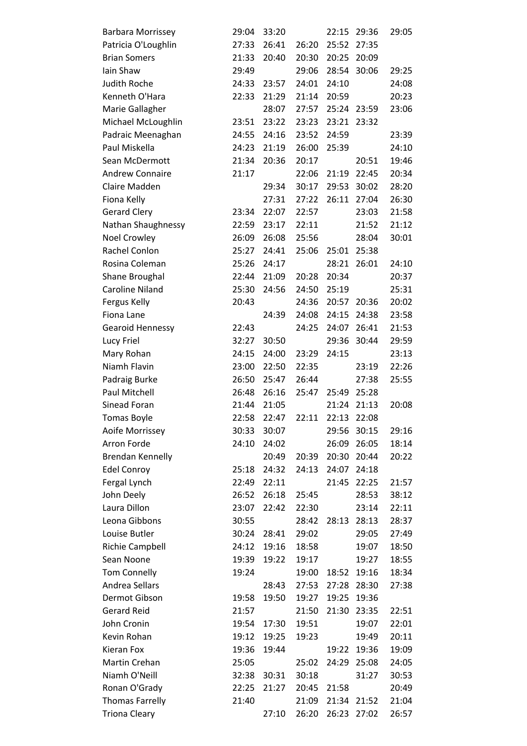| | | | | | | |
|---|---|---|---|---|---|---|
| Barbara Morrissey | 29:04 | 33:20 | | 22:15 | 29:36 | 29:05 |
| Patricia O'Loughlin | 27:33 | 26:41 | 26:20 | 25:52 | 27:35 | |
| Brian Somers | 21:33 | 20:40 | 20:30 | 20:25 | 20:09 | |
| Iain Shaw | 29:49 | | 29:06 | 28:54 | 30:06 | 29:25 |
| Judith Roche | 24:33 | 23:57 | 24:01 | 24:10 | | 24:08 |
| Kenneth O'Hara | 22:33 | 21:29 | 21:14 | 20:59 | | 20:23 |
| Marie Gallagher | | 28:07 | 27:57 | 25:24 | 23:59 | 23:06 |
| Michael McLoughlin | 23:51 | 23:22 | 23:23 | 23:21 | 23:32 | |
| Padraic Meenaghan | 24:55 | 24:16 | 23:52 | 24:59 | | 23:39 |
| Paul Miskella | 24:23 | 21:19 | 26:00 | 25:39 | | 24:10 |
| Sean McDermott | 21:34 | 20:36 | 20:17 | | 20:51 | 19:46 |
| Andrew Connaire | 21:17 | | 22:06 | 21:19 | 22:45 | 20:34 |
| Claire Madden | | 29:34 | 30:17 | 29:53 | 30:02 | 28:20 |
| Fiona Kelly | | 27:31 | 27:22 | 26:11 | 27:04 | 26:30 |
| Gerard Clery | 23:34 | 22:07 | 22:57 | | 23:03 | 21:58 |
| Nathan Shaughnessy | 22:59 | 23:17 | 22:11 | | 21:52 | 21:12 |
| Noel Crowley | 26:09 | 26:08 | 25:56 | | 28:04 | 30:01 |
| Rachel Conlon | 25:27 | 24:41 | 25:06 | 25:01 | 25:38 | |
| Rosina Coleman | 25:26 | 24:17 | | 28:21 | 26:01 | 24:10 |
| Shane Broughal | 22:44 | 21:09 | 20:28 | 20:34 | | 20:37 |
| Caroline Niland | 25:30 | 24:56 | 24:50 | 25:19 | | 25:31 |
| Fergus Kelly | 20:43 | | 24:36 | 20:57 | 20:36 | 20:02 |
| Fiona Lane | | 24:39 | 24:08 | 24:15 | 24:38 | 23:58 |
| Gearoid Hennessy | 22:43 | | 24:25 | 24:07 | 26:41 | 21:53 |
| Lucy Friel | 32:27 | 30:50 | | 29:36 | 30:44 | 29:59 |
| Mary Rohan | 24:15 | 24:00 | 23:29 | 24:15 | | 23:13 |
| Niamh Flavin | 23:00 | 22:50 | 22:35 | | 23:19 | 22:26 |
| Padraig Burke | 26:50 | 25:47 | 26:44 | | 27:38 | 25:55 |
| Paul Mitchell | 26:48 | 26:16 | 25:47 | 25:49 | 25:28 | |
| Sinead Foran | 21:44 | 21:05 | | 21:24 | 21:13 | 20:08 |
| Tomas Boyle | 22:58 | 22:47 | 22:11 | 22:13 | 22:08 | |
| Aoife Morrissey | 30:33 | 30:07 | | 29:56 | 30:15 | 29:16 |
| Arron Forde | 24:10 | 24:02 | | 26:09 | 26:05 | 18:14 |
| Brendan Kennelly | | 20:49 | 20:39 | 20:30 | 20:44 | 20:22 |
| Edel Conroy | 25:18 | 24:32 | 24:13 | 24:07 | 24:18 | |
| Fergal Lynch | 22:49 | 22:11 | | 21:45 | 22:25 | 21:57 |
| John Deely | 26:52 | 26:18 | 25:45 | | 28:53 | 38:12 |
| Laura Dillon | 23:07 | 22:42 | 22:30 | | 23:14 | 22:11 |
| Leona Gibbons | 30:55 | | 28:42 | 28:13 | 28:13 | 28:37 |
| Louise Butler | 30:24 | 28:41 | 29:02 | | 29:05 | 27:49 |
| Richie Campbell | 24:12 | 19:16 | 18:58 | | 19:07 | 18:50 |
| Sean Noone | 19:39 | 19:22 | 19:17 | | 19:27 | 18:55 |
| Tom Connelly | 19:24 | | 19:00 | 18:52 | 19:16 | 18:34 |
| Andrea Sellars | | 28:43 | 27:53 | 27:28 | 28:30 | 27:38 |
| Dermot Gibson | 19:58 | 19:50 | 19:27 | 19:25 | 19:36 | |
| Gerard Reid | 21:57 | | 21:50 | 21:30 | 23:35 | 22:51 |
| John Cronin | 19:54 | 17:30 | 19:51 | | 19:07 | 22:01 |
| Kevin Rohan | 19:12 | 19:25 | 19:23 | | 19:49 | 20:11 |
| Kieran Fox | 19:36 | 19:44 | | 19:22 | 19:36 | 19:09 |
| Martin Crehan | 25:05 | | 25:02 | 24:29 | 25:08 | 24:05 |
| Niamh O'Neill | 32:38 | 30:31 | 30:18 | | 31:27 | 30:53 |
| Ronan O'Grady | 22:25 | 21:27 | 20:45 | 21:58 | | 20:49 |
| Thomas Farrelly | 21:40 | | 21:09 | 21:34 | 21:52 | 21:04 |
| Triona Cleary | | 27:10 | 26:20 | 26:23 | 27:02 | 26:57 |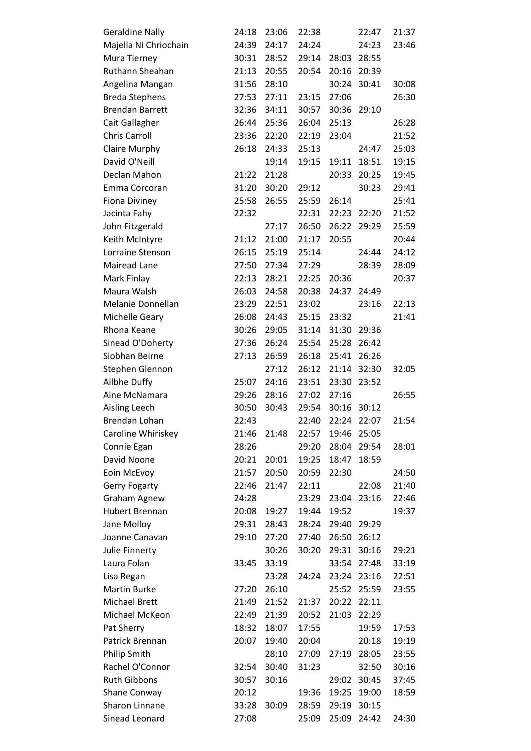| | | | | | | |
|---|---|---|---|---|---|---|
| Geraldine Nally | 24:18 | 23:06 | 22:38 | | 22:47 | 21:37 |
| Majella Ni Chriochain | 24:39 | 24:17 | 24:24 | | 24:23 | 23:46 |
| Mura Tierney | 30:31 | 28:52 | 29:14 | 28:03 | 28:55 | |
| Ruthann Sheahan | 21:13 | 20:55 | 20:54 | 20:16 | 20:39 | |
| Angelina Mangan | 31:56 | 28:10 | | 30:24 | 30:41 | 30:08 |
| Breda Stephens | 27:53 | 27:11 | 23:15 | 27:06 | | 26:30 |
| Brendan Barrett | 32:36 | 34:11 | 30:57 | 30:36 | 29:10 | |
| Cait Gallagher | 26:44 | 25:36 | 26:04 | 25:13 | | 26:28 |
| Chris Carroll | 23:36 | 22:20 | 22:19 | 23:04 | | 21:52 |
| Claire Murphy | 26:18 | 24:33 | 25:13 | | 24:47 | 25:03 |
| David O'Neill | | 19:14 | 19:15 | 19:11 | 18:51 | 19:15 |
| Declan Mahon | 21:22 | 21:28 | | 20:33 | 20:25 | 19:45 |
| Emma Corcoran | 31:20 | 30:20 | 29:12 | | 30:23 | 29:41 |
| Fiona Diviney | 25:58 | 26:55 | 25:59 | 26:14 | | 25:41 |
| Jacinta Fahy | 22:32 | | 22:31 | 22:23 | 22:20 | 21:52 |
| John Fitzgerald | | 27:17 | 26:50 | 26:22 | 29:29 | 25:59 |
| Keith McIntyre | 21:12 | 21:00 | 21:17 | 20:55 | | 20:44 |
| Lorraine Stenson | 26:15 | 25:19 | 25:14 | | 24:44 | 24:12 |
| Mairead Lane | 27:50 | 27:34 | 27:29 | | 28:39 | 28:09 |
| Mark Finlay | 22:13 | 28:21 | 22:25 | 20:36 | | 20:37 |
| Maura Walsh | 26:03 | 24:58 | 20:38 | 24:37 | 24:49 | |
| Melanie Donnellan | 23:29 | 22:51 | 23:02 | | 23:16 | 22:13 |
| Michelle Geary | 26:08 | 24:43 | 25:15 | 23:32 | | 21:41 |
| Rhona Keane | 30:26 | 29:05 | 31:14 | 31:30 | 29:36 | |
| Sinead O'Doherty | 27:36 | 26:24 | 25:54 | 25:28 | 26:42 | |
| Siobhan Beirne | 27:13 | 26:59 | 26:18 | 25:41 | 26:26 | |
| Stephen Glennon | | 27:12 | 26:12 | 21:14 | 32:30 | 32:05 |
| Ailbhe Duffy | 25:07 | 24:16 | 23:51 | 23:30 | 23:52 | |
| Aine McNamara | 29:26 | 28:16 | 27:02 | 27:16 | | 26:55 |
| Aisling Leech | 30:50 | 30:43 | 29:54 | 30:16 | 30:12 | |
| Brendan Lohan | 22:43 | | 22:40 | 22:24 | 22:07 | 21:54 |
| Caroline Whiriskey | 21:46 | 21:48 | 22:57 | 19:46 | 25:05 | |
| Connie Egan | 28:26 | | 29:20 | 28:04 | 29:54 | 28:01 |
| David Noone | 20:21 | 20:01 | 19:25 | 18:47 | 18:59 | |
| Eoin McEvoy | 21:57 | 20:50 | 20:59 | 22:30 | | 24:50 |
| Gerry Fogarty | 22:46 | 21:47 | 22:11 | | 22:08 | 21:40 |
| Graham Agnew | 24:28 | | 23:29 | 23:04 | 23:16 | 22:46 |
| Hubert Brennan | 20:08 | 19:27 | 19:44 | 19:52 | | 19:37 |
| Jane Molloy | 29:31 | 28:43 | 28:24 | 29:40 | 29:29 | |
| Joanne Canavan | 29:10 | 27:20 | 27:40 | 26:50 | 26:12 | |
| Julie Finnerty | | 30:26 | 30:20 | 29:31 | 30:16 | 29:21 |
| Laura Folan | 33:45 | 33:19 | | 33:54 | 27:48 | 33:19 |
| Lisa Regan | | 23:28 | 24:24 | 23:24 | 23:16 | 22:51 |
| Martin Burke | 27:20 | 26:10 | | 25:52 | 25:59 | 23:55 |
| Michael Brett | 21:49 | 21:52 | 21:37 | 20:22 | 22:11 | |
| Michael McKeon | 22:49 | 21:39 | 20:52 | 21:03 | 22:29 | |
| Pat Sherry | 18:32 | 18:07 | 17:55 | | 19:59 | 17:53 |
| Patrick Brennan | 20:07 | 19:40 | 20:04 | | 20:18 | 19:19 |
| Philip Smith | | 28:10 | 27:09 | 27:19 | 28:05 | 23:55 |
| Rachel O'Connor | 32:54 | 30:40 | 31:23 | | 32:50 | 30:16 |
| Ruth Gibbons | 30:57 | 30:16 | | 29:02 | 30:45 | 37:45 |
| Shane Conway | 20:12 | | 19:36 | 19:25 | 19:00 | 18:59 |
| Sharon Linnane | 33:28 | 30:09 | 28:59 | 29:19 | 30:15 | |
| Sinead Leonard | 27:08 | | 25:09 | 25:09 | 24:42 | 24:30 |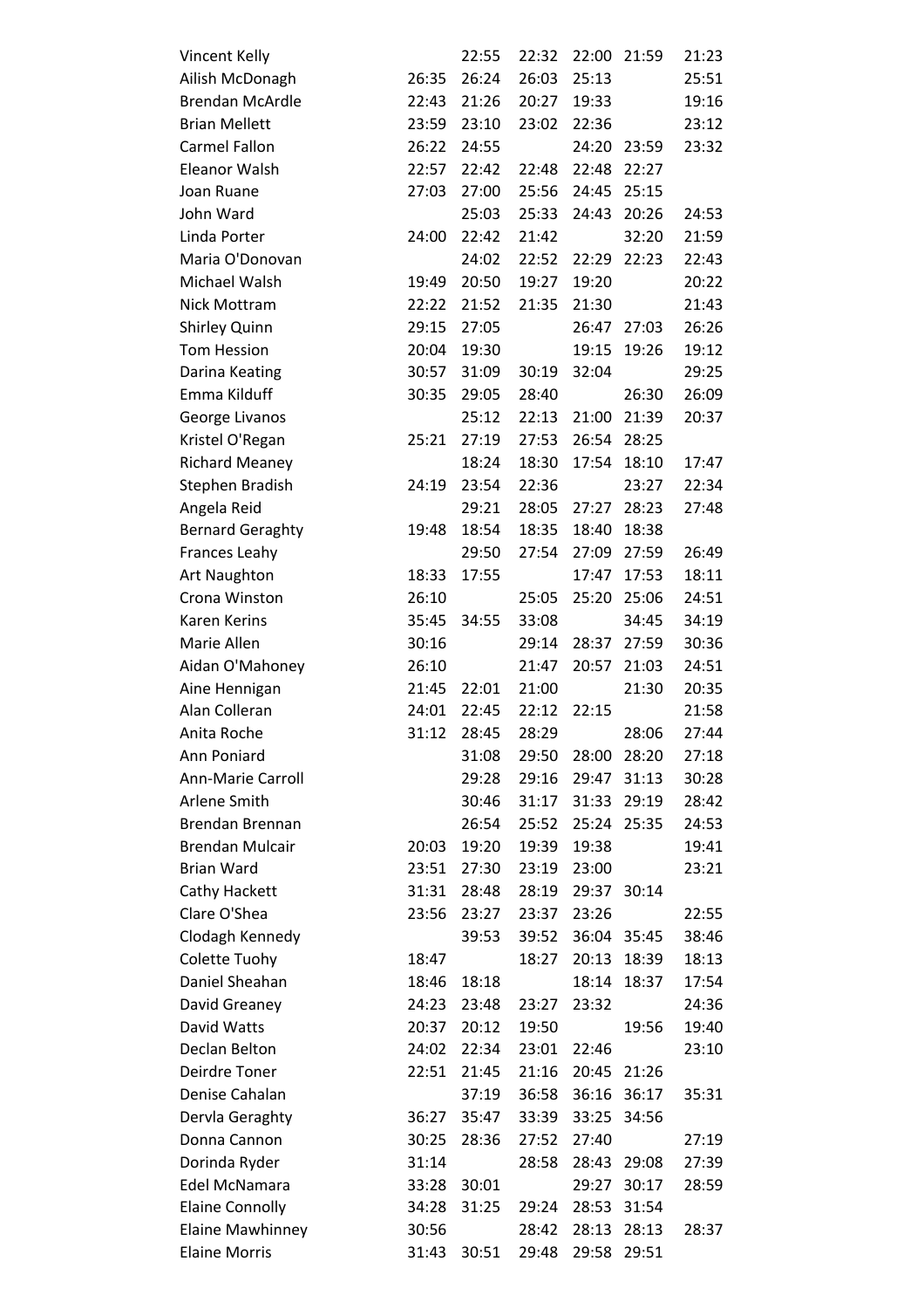| | | | | | | |
|---|---|---|---|---|---|---|
| Vincent Kelly | | 22:55 | 22:32 | 22:00 | 21:59 | 21:23 |
| Ailish McDonagh | 26:35 | 26:24 | 26:03 | 25:13 | | 25:51 |
| Brendan McArdle | 22:43 | 21:26 | 20:27 | 19:33 | | 19:16 |
| Brian Mellett | 23:59 | 23:10 | 23:02 | 22:36 | | 23:12 |
| Carmel Fallon | 26:22 | 24:55 | | 24:20 | 23:59 | 23:32 |
| Eleanor Walsh | 22:57 | 22:42 | 22:48 | 22:48 | 22:27 | |
| Joan Ruane | 27:03 | 27:00 | 25:56 | 24:45 | 25:15 | |
| John Ward | | 25:03 | 25:33 | 24:43 | 20:26 | 24:53 |
| Linda Porter | 24:00 | 22:42 | 21:42 | | 32:20 | 21:59 |
| Maria O'Donovan | | 24:02 | 22:52 | 22:29 | 22:23 | 22:43 |
| Michael Walsh | 19:49 | 20:50 | 19:27 | 19:20 | | 20:22 |
| Nick Mottram | 22:22 | 21:52 | 21:35 | 21:30 | | 21:43 |
| Shirley Quinn | 29:15 | 27:05 | | 26:47 | 27:03 | 26:26 |
| Tom Hession | 20:04 | 19:30 | | 19:15 | 19:26 | 19:12 |
| Darina Keating | 30:57 | 31:09 | 30:19 | 32:04 | | 29:25 |
| Emma Kilduff | 30:35 | 29:05 | 28:40 | | 26:30 | 26:09 |
| George Livanos | | 25:12 | 22:13 | 21:00 | 21:39 | 20:37 |
| Kristel O'Regan | 25:21 | 27:19 | 27:53 | 26:54 | 28:25 | |
| Richard Meaney | | 18:24 | 18:30 | 17:54 | 18:10 | 17:47 |
| Stephen Bradish | 24:19 | 23:54 | 22:36 | | 23:27 | 22:34 |
| Angela Reid | | 29:21 | 28:05 | 27:27 | 28:23 | 27:48 |
| Bernard Geraghty | 19:48 | 18:54 | 18:35 | 18:40 | 18:38 | |
| Frances Leahy | | 29:50 | 27:54 | 27:09 | 27:59 | 26:49 |
| Art Naughton | 18:33 | 17:55 | | 17:47 | 17:53 | 18:11 |
| Crona Winston | 26:10 | | 25:05 | 25:20 | 25:06 | 24:51 |
| Karen Kerins | 35:45 | 34:55 | 33:08 | | 34:45 | 34:19 |
| Marie Allen | 30:16 | | 29:14 | 28:37 | 27:59 | 30:36 |
| Aidan O'Mahoney | 26:10 | | 21:47 | 20:57 | 21:03 | 24:51 |
| Aine Hennigan | 21:45 | 22:01 | 21:00 | | 21:30 | 20:35 |
| Alan Colleran | 24:01 | 22:45 | 22:12 | 22:15 | | 21:58 |
| Anita Roche | 31:12 | 28:45 | 28:29 | | 28:06 | 27:44 |
| Ann Poniard | | 31:08 | 29:50 | 28:00 | 28:20 | 27:18 |
| Ann-Marie Carroll | | 29:28 | 29:16 | 29:47 | 31:13 | 30:28 |
| Arlene Smith | | 30:46 | 31:17 | 31:33 | 29:19 | 28:42 |
| Brendan Brennan | | 26:54 | 25:52 | 25:24 | 25:35 | 24:53 |
| Brendan Mulcair | 20:03 | 19:20 | 19:39 | 19:38 | | 19:41 |
| Brian Ward | 23:51 | 27:30 | 23:19 | 23:00 | | 23:21 |
| Cathy Hackett | 31:31 | 28:48 | 28:19 | 29:37 | 30:14 | |
| Clare O'Shea | 23:56 | 23:27 | 23:37 | 23:26 | | 22:55 |
| Clodagh Kennedy | | 39:53 | 39:52 | 36:04 | 35:45 | 38:46 |
| Colette Tuohy | 18:47 | | 18:27 | 20:13 | 18:39 | 18:13 |
| Daniel Sheahan | 18:46 | 18:18 | | 18:14 | 18:37 | 17:54 |
| David Greaney | 24:23 | 23:48 | 23:27 | 23:32 | | 24:36 |
| David Watts | 20:37 | 20:12 | 19:50 | | 19:56 | 19:40 |
| Declan Belton | 24:02 | 22:34 | 23:01 | 22:46 | | 23:10 |
| Deirdre Toner | 22:51 | 21:45 | 21:16 | 20:45 | 21:26 | |
| Denise Cahalan | | 37:19 | 36:58 | 36:16 | 36:17 | 35:31 |
| Dervla Geraghty | 36:27 | 35:47 | 33:39 | 33:25 | 34:56 | |
| Donna Cannon | 30:25 | 28:36 | 27:52 | 27:40 | | 27:19 |
| Dorinda Ryder | 31:14 | | 28:58 | 28:43 | 29:08 | 27:39 |
| Edel McNamara | 33:28 | 30:01 | | 29:27 | 30:17 | 28:59 |
| Elaine Connolly | 34:28 | 31:25 | 29:24 | 28:53 | 31:54 | |
| Elaine Mawhinney | 30:56 | | 28:42 | 28:13 | 28:13 | 28:37 |
| Elaine Morris | 31:43 | 30:51 | 29:48 | 29:58 | 29:51 | |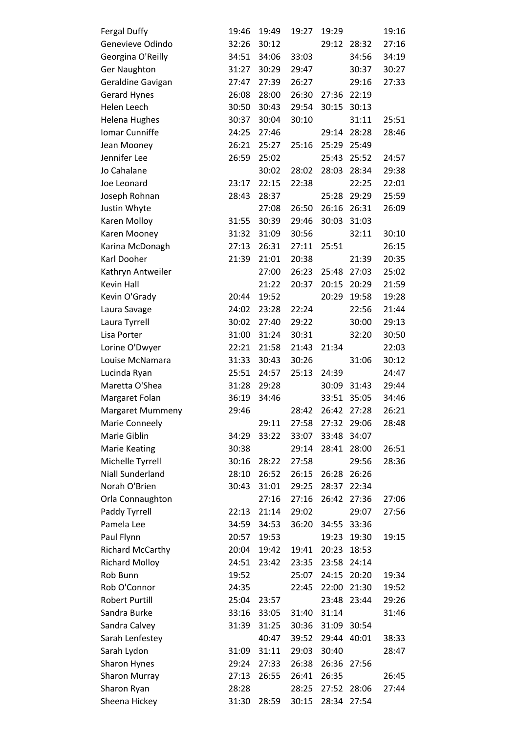| | | | | | | |
|---|---|---|---|---|---|---|
| Fergal Duffy | 19:46 | 19:49 | 19:27 | 19:29 | | 19:16 |
| Genevieve Odindo | 32:26 | 30:12 | | 29:12 | 28:32 | 27:16 |
| Georgina O'Reilly | 34:51 | 34:06 | 33:03 | | 34:56 | 34:19 |
| Ger Naughton | 31:27 | 30:29 | 29:47 | | 30:37 | 30:27 |
| Geraldine Gavigan | 27:47 | 27:39 | 26:27 | | 29:16 | 27:33 |
| Gerard Hynes | 26:08 | 28:00 | 26:30 | 27:36 | 22:19 | |
| Helen Leech | 30:50 | 30:43 | 29:54 | 30:15 | 30:13 | |
| Helena Hughes | 30:37 | 30:04 | 30:10 | | 31:11 | 25:51 |
| Iomar Cunniffe | 24:25 | 27:46 | | 29:14 | 28:28 | 28:46 |
| Jean Mooney | 26:21 | 25:27 | 25:16 | 25:29 | 25:49 | |
| Jennifer Lee | 26:59 | 25:02 | | 25:43 | 25:52 | 24:57 |
| Jo Cahalane | | 30:02 | 28:02 | 28:03 | 28:34 | 29:38 |
| Joe Leonard | 23:17 | 22:15 | 22:38 | | 22:25 | 22:01 |
| Joseph Rohnan | 28:43 | 28:37 | | 25:28 | 29:29 | 25:59 |
| Justin Whyte | | 27:08 | 26:50 | 26:16 | 26:31 | 26:09 |
| Karen Molloy | 31:55 | 30:39 | 29:46 | 30:03 | 31:03 | |
| Karen Mooney | 31:32 | 31:09 | 30:56 | | 32:11 | 30:10 |
| Karina McDonagh | 27:13 | 26:31 | 27:11 | 25:51 | | 26:15 |
| Karl Dooher | 21:39 | 21:01 | 20:38 | | 21:39 | 20:35 |
| Kathryn Antweiler | | 27:00 | 26:23 | 25:48 | 27:03 | 25:02 |
| Kevin Hall | | 21:22 | 20:37 | 20:15 | 20:29 | 21:59 |
| Kevin O'Grady | 20:44 | 19:52 | | 20:29 | 19:58 | 19:28 |
| Laura Savage | 24:02 | 23:28 | 22:24 | | 22:56 | 21:44 |
| Laura Tyrrell | 30:02 | 27:40 | 29:22 | | 30:00 | 29:13 |
| Lisa Porter | 31:00 | 31:24 | 30:31 | | 32:20 | 30:50 |
| Lorine O'Dwyer | 22:21 | 21:58 | 21:43 | 21:34 | | 22:03 |
| Louise McNamara | 31:33 | 30:43 | 30:26 | | 31:06 | 30:12 |
| Lucinda Ryan | 25:51 | 24:57 | 25:13 | 24:39 | | 24:47 |
| Maretta O'Shea | 31:28 | 29:28 | | 30:09 | 31:43 | 29:44 |
| Margaret Folan | 36:19 | 34:46 | | 33:51 | 35:05 | 34:46 |
| Margaret Mummeny | 29:46 | | 28:42 | 26:42 | 27:28 | 26:21 |
| Marie Conneely | | 29:11 | 27:58 | 27:32 | 29:06 | 28:48 |
| Marie Giblin | 34:29 | 33:22 | 33:07 | 33:48 | 34:07 | |
| Marie Keating | 30:38 | | 29:14 | 28:41 | 28:00 | 26:51 |
| Michelle Tyrrell | 30:16 | 28:22 | 27:58 | | 29:56 | 28:36 |
| Niall Sunderland | 28:10 | 26:52 | 26:15 | 26:28 | 26:26 | |
| Norah O'Brien | 30:43 | 31:01 | 29:25 | 28:37 | 22:34 | |
| Orla Connaughton | | 27:16 | 27:16 | 26:42 | 27:36 | 27:06 |
| Paddy Tyrrell | 22:13 | 21:14 | 29:02 | | 29:07 | 27:56 |
| Pamela Lee | 34:59 | 34:53 | 36:20 | 34:55 | 33:36 | |
| Paul Flynn | 20:57 | 19:53 | | 19:23 | 19:30 | 19:15 |
| Richard McCarthy | 20:04 | 19:42 | 19:41 | 20:23 | 18:53 | |
| Richard Molloy | 24:51 | 23:42 | 23:35 | 23:58 | 24:14 | |
| Rob Bunn | 19:52 | | 25:07 | 24:15 | 20:20 | 19:34 |
| Rob O'Connor | 24:35 | | 22:45 | 22:00 | 21:30 | 19:52 |
| Robert Purtill | 25:04 | 23:57 | | 23:48 | 23:44 | 29:26 |
| Sandra Burke | 33:16 | 33:05 | 31:40 | 31:14 | | 31:46 |
| Sandra Calvey | 31:39 | 31:25 | 30:36 | 31:09 | 30:54 | |
| Sarah Lenfestey | | 40:47 | 39:52 | 29:44 | 40:01 | 38:33 |
| Sarah Lydon | 31:09 | 31:11 | 29:03 | 30:40 | | 28:47 |
| Sharon Hynes | 29:24 | 27:33 | 26:38 | 26:36 | 27:56 | |
| Sharon Murray | 27:13 | 26:55 | 26:41 | 26:35 | | 26:45 |
| Sharon Ryan | 28:28 | | 28:25 | 27:52 | 28:06 | 27:44 |
| Sheena Hickey | 31:30 | 28:59 | 30:15 | 28:34 | 27:54 | |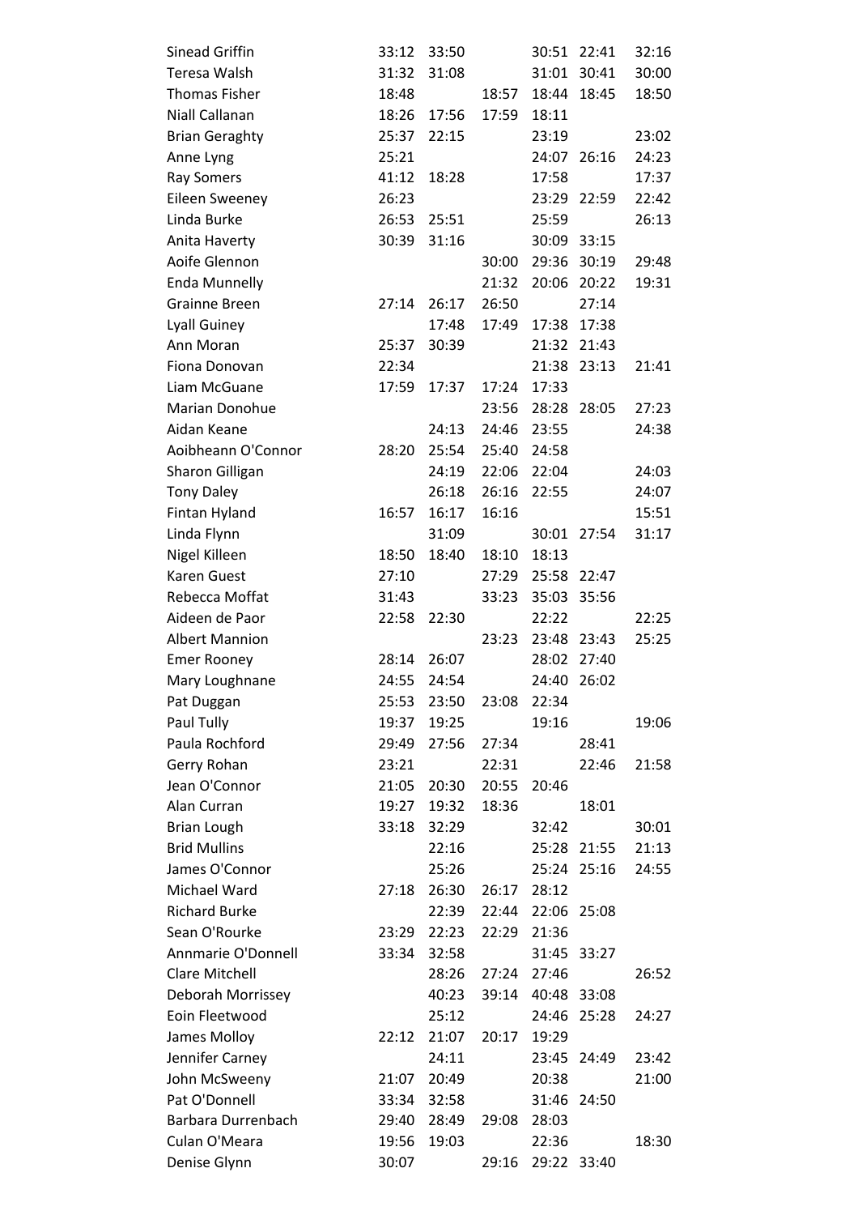| | | | | | | |
|---|---|---|---|---|---|---|
| Sinead Griffin | 33:12 | 33:50 | | 30:51 | 22:41 | 32:16 |
| Teresa Walsh | 31:32 | 31:08 | | 31:01 | 30:41 | 30:00 |
| Thomas Fisher | 18:48 | | 18:57 | 18:44 | 18:45 | 18:50 |
| Niall Callanan | 18:26 | 17:56 | 17:59 | 18:11 | | |
| Brian Geraghty | 25:37 | 22:15 | | 23:19 | | 23:02 |
| Anne Lyng | 25:21 | | | 24:07 | 26:16 | 24:23 |
| Ray Somers | 41:12 | 18:28 | | 17:58 | | 17:37 |
| Eileen Sweeney | 26:23 | | | 23:29 | 22:59 | 22:42 |
| Linda Burke | 26:53 | 25:51 | | 25:59 | | 26:13 |
| Anita Haverty | 30:39 | 31:16 | | 30:09 | 33:15 | |
| Aoife Glennon | | | 30:00 | 29:36 | 30:19 | 29:48 |
| Enda Munnelly | | | 21:32 | 20:06 | 20:22 | 19:31 |
| Grainne Breen | 27:14 | 26:17 | 26:50 | | 27:14 | |
| Lyall Guiney | | 17:48 | 17:49 | 17:38 | 17:38 | |
| Ann Moran | 25:37 | 30:39 | | 21:32 | 21:43 | |
| Fiona Donovan | 22:34 | | | 21:38 | 23:13 | 21:41 |
| Liam McGuane | 17:59 | 17:37 | 17:24 | 17:33 | | |
| Marian Donohue | | | 23:56 | 28:28 | 28:05 | 27:23 |
| Aidan Keane | | 24:13 | 24:46 | 23:55 | | 24:38 |
| Aoibheann O'Connor | 28:20 | 25:54 | 25:40 | 24:58 | | |
| Sharon Gilligan | | 24:19 | 22:06 | 22:04 | | 24:03 |
| Tony Daley | | 26:18 | 26:16 | 22:55 | | 24:07 |
| Fintan Hyland | 16:57 | 16:17 | 16:16 | | | 15:51 |
| Linda Flynn | | 31:09 | | 30:01 | 27:54 | 31:17 |
| Nigel Killeen | 18:50 | 18:40 | 18:10 | 18:13 | | |
| Karen Guest | 27:10 | | 27:29 | 25:58 | 22:47 | |
| Rebecca Moffat | 31:43 | | 33:23 | 35:03 | 35:56 | |
| Aideen de Paor | 22:58 | 22:30 | | 22:22 | | 22:25 |
| Albert Mannion | | | 23:23 | 23:48 | 23:43 | 25:25 |
| Emer Rooney | 28:14 | 26:07 | | 28:02 | 27:40 | |
| Mary Loughnane | 24:55 | 24:54 | | 24:40 | 26:02 | |
| Pat Duggan | 25:53 | 23:50 | 23:08 | 22:34 | | |
| Paul Tully | 19:37 | 19:25 | | 19:16 | | 19:06 |
| Paula Rochford | 29:49 | 27:56 | 27:34 | | 28:41 | |
| Gerry Rohan | 23:21 | | 22:31 | | 22:46 | 21:58 |
| Jean O'Connor | 21:05 | 20:30 | 20:55 | 20:46 | | |
| Alan Curran | 19:27 | 19:32 | 18:36 | | 18:01 | |
| Brian Lough | 33:18 | 32:29 | | 32:42 | | 30:01 |
| Brid Mullins | | 22:16 | | 25:28 | 21:55 | 21:13 |
| James O'Connor | | 25:26 | | 25:24 | 25:16 | 24:55 |
| Michael Ward | 27:18 | 26:30 | 26:17 | 28:12 | | |
| Richard Burke | | 22:39 | 22:44 | 22:06 | 25:08 | |
| Sean O'Rourke | 23:29 | 22:23 | 22:29 | 21:36 | | |
| Annmarie O'Donnell | 33:34 | 32:58 | | 31:45 | 33:27 | |
| Clare Mitchell | | 28:26 | 27:24 | 27:46 | | 26:52 |
| Deborah Morrissey | | 40:23 | 39:14 | 40:48 | 33:08 | |
| Eoin Fleetwood | | 25:12 | | 24:46 | 25:28 | 24:27 |
| James Molloy | 22:12 | 21:07 | 20:17 | 19:29 | | |
| Jennifer Carney | | 24:11 | | 23:45 | 24:49 | 23:42 |
| John McSweeny | 21:07 | 20:49 | | 20:38 | | 21:00 |
| Pat O'Donnell | 33:34 | 32:58 | | 31:46 | 24:50 | |
| Barbara Durrenbach | 29:40 | 28:49 | 29:08 | 28:03 | | |
| Culan O'Meara | 19:56 | 19:03 | | 22:36 | | 18:30 |
| Denise Glynn | 30:07 | | 29:16 | 29:22 | 33:40 | |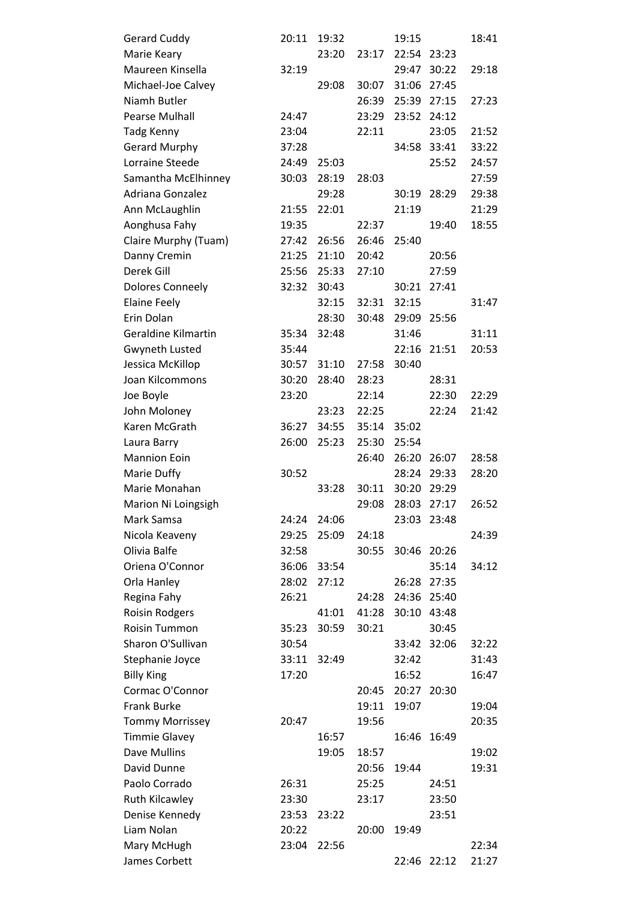| | | | | | | |
|---|---|---|---|---|---|---|
| Gerard Cuddy | 20:11 | 19:32 | | 19:15 | | 18:41 |
| Marie Keary | | 23:20 | 23:17 | 22:54 | 23:23 | |
| Maureen Kinsella | 32:19 | | | 29:47 | 30:22 | 29:18 |
| Michael-Joe Calvey | | 29:08 | 30:07 | 31:06 | 27:45 | |
| Niamh Butler | | | 26:39 | 25:39 | 27:15 | 27:23 |
| Pearse Mulhall | 24:47 | | 23:29 | 23:52 | 24:12 | |
| Tadg Kenny | 23:04 | | 22:11 | | 23:05 | 21:52 |
| Gerard Murphy | 37:28 | | | 34:58 | 33:41 | 33:22 |
| Lorraine Steede | 24:49 | 25:03 | | | 25:52 | 24:57 |
| Samantha McElhinney | 30:03 | 28:19 | 28:03 | | | 27:59 |
| Adriana Gonzalez | | 29:28 | | 30:19 | 28:29 | 29:38 |
| Ann McLaughlin | 21:55 | 22:01 | | 21:19 | | 21:29 |
| Aonghusa Fahy | 19:35 | | 22:37 | | 19:40 | 18:55 |
| Claire Murphy (Tuam) | 27:42 | 26:56 | 26:46 | 25:40 | | |
| Danny Cremin | 21:25 | 21:10 | 20:42 | | 20:56 | |
| Derek Gill | 25:56 | 25:33 | 27:10 | | 27:59 | |
| Dolores Conneely | 32:32 | 30:43 | | 30:21 | 27:41 | |
| Elaine Feely | | 32:15 | 32:31 | 32:15 | | 31:47 |
| Erin Dolan | | 28:30 | 30:48 | 29:09 | 25:56 | |
| Geraldine Kilmartin | 35:34 | 32:48 | | 31:46 | | 31:11 |
| Gwyneth Lusted | 35:44 | | | 22:16 | 21:51 | 20:53 |
| Jessica McKillop | 30:57 | 31:10 | 27:58 | 30:40 | | |
| Joan Kilcommons | 30:20 | 28:40 | 28:23 | | 28:31 | |
| Joe Boyle | 23:20 | | 22:14 | | 22:30 | 22:29 |
| John Moloney | | 23:23 | 22:25 | | 22:24 | 21:42 |
| Karen McGrath | 36:27 | 34:55 | 35:14 | 35:02 | | |
| Laura Barry | 26:00 | 25:23 | 25:30 | 25:54 | | |
| Mannion Eoin | | | 26:40 | 26:20 | 26:07 | 28:58 |
| Marie Duffy | 30:52 | | | 28:24 | 29:33 | 28:20 |
| Marie Monahan | | 33:28 | 30:11 | 30:20 | 29:29 | |
| Marion Ni Loingsigh | | | 29:08 | 28:03 | 27:17 | 26:52 |
| Mark Samsa | 24:24 | 24:06 | | 23:03 | 23:48 | |
| Nicola Keaveny | 29:25 | 25:09 | 24:18 | | | 24:39 |
| Olivia Balfe | 32:58 | | 30:55 | 30:46 | 20:26 | |
| Oriena O'Connor | 36:06 | 33:54 | | | 35:14 | 34:12 |
| Orla Hanley | 28:02 | 27:12 | | 26:28 | 27:35 | |
| Regina Fahy | 26:21 | | 24:28 | 24:36 | 25:40 | |
| Roisin Rodgers | | 41:01 | 41:28 | 30:10 | 43:48 | |
| Roisin Tummon | 35:23 | 30:59 | 30:21 | | 30:45 | |
| Sharon O'Sullivan | 30:54 | | | 33:42 | 32:06 | 32:22 |
| Stephanie Joyce | 33:11 | 32:49 | | 32:42 | | 31:43 |
| Billy King | 17:20 | | | 16:52 | | 16:47 |
| Cormac O'Connor | | | 20:45 | 20:27 | 20:30 | |
| Frank Burke | | | 19:11 | 19:07 | | 19:04 |
| Tommy Morrissey | 20:47 | | 19:56 | | | 20:35 |
| Timmie Glavey | | 16:57 | | 16:46 | 16:49 | |
| Dave Mullins | | 19:05 | 18:57 | | | 19:02 |
| David Dunne | | | 20:56 | 19:44 | | 19:31 |
| Paolo Corrado | 26:31 | | 25:25 | | 24:51 | |
| Ruth Kilcawley | 23:30 | | 23:17 | | 23:50 | |
| Denise Kennedy | 23:53 | 23:22 | | | 23:51 | |
| Liam Nolan | 20:22 | | 20:00 | 19:49 | | |
| Mary McHugh | 23:04 | 22:56 | | | | 22:34 |
| James Corbett | | | | 22:46 | 22:12 | 21:27 |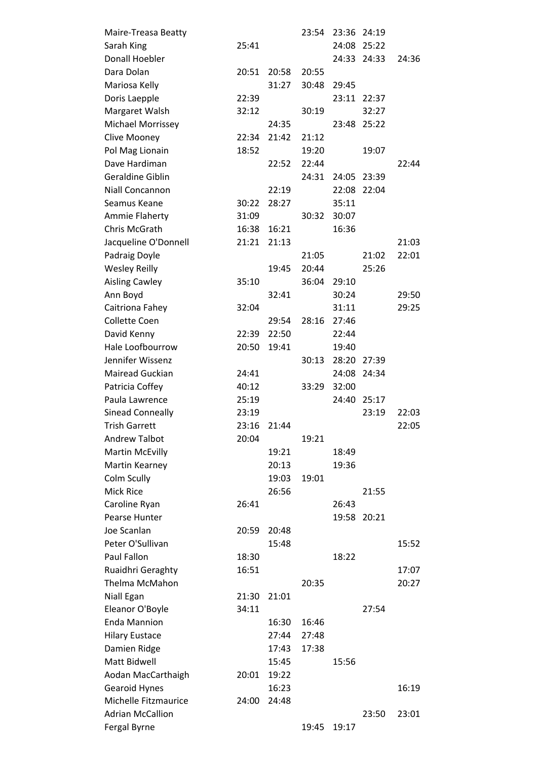| | | | | | | |
|---|---|---|---|---|---|---|
| Maire-Treasa Beatty | | | 23:54 | 23:36 | 24:19 | |
| Sarah King | 25:41 | | | 24:08 | 25:22 | |
| Donall Hoebler | | | | 24:33 | 24:33 | 24:36 |
| Dara Dolan | 20:51 | 20:58 | 20:55 | | | |
| Mariosa Kelly | | 31:27 | 30:48 | 29:45 | | |
| Doris Laepple | 22:39 | | | 23:11 | 22:37 | |
| Margaret Walsh | 32:12 | | 30:19 | | 32:27 | |
| Michael Morrissey | | 24:35 | | 23:48 | 25:22 | |
| Clive Mooney | 22:34 | 21:42 | 21:12 | | | |
| Pol Mag Lionain | 18:52 | | 19:20 | | 19:07 | |
| Dave Hardiman | | 22:52 | 22:44 | | | 22:44 |
| Geraldine Giblin | | | 24:31 | 24:05 | 23:39 | |
| Niall Concannon | | 22:19 | | 22:08 | 22:04 | |
| Seamus Keane | 30:22 | 28:27 | | 35:11 | | |
| Ammie Flaherty | 31:09 | | 30:32 | 30:07 | | |
| Chris McGrath | 16:38 | 16:21 | | 16:36 | | |
| Jacqueline O'Donnell | 21:21 | 21:13 | | | | 21:03 |
| Padraig Doyle | | | 21:05 | | 21:02 | 22:01 |
| Wesley Reilly | | 19:45 | 20:44 | | 25:26 | |
| Aisling Cawley | 35:10 | | 36:04 | 29:10 | | |
| Ann Boyd | | 32:41 | | 30:24 | | 29:50 |
| Caitriona Fahey | 32:04 | | | 31:11 | | 29:25 |
| Collette Coen | | 29:54 | 28:16 | 27:46 | | |
| David Kenny | 22:39 | 22:50 | | 22:44 | | |
| Hale Loofbourrow | 20:50 | 19:41 | | 19:40 | | |
| Jennifer Wissenz | | | 30:13 | 28:20 | 27:39 | |
| Mairead Guckian | 24:41 | | | 24:08 | 24:34 | |
| Patricia Coffey | 40:12 | | 33:29 | 32:00 | | |
| Paula Lawrence | 25:19 | | | 24:40 | 25:17 | |
| Sinead Conneally | 23:19 | | | | 23:19 | 22:03 |
| Trish Garrett | 23:16 | 21:44 | | | | 22:05 |
| Andrew Talbot | 20:04 | | 19:21 | | | |
| Martin McEvilly | | 19:21 | | 18:49 | | |
| Martin Kearney | | 20:13 | | 19:36 | | |
| Colm Scully | | 19:03 | 19:01 | | | |
| Mick Rice | | 26:56 | | | 21:55 | |
| Caroline Ryan | 26:41 | | | 26:43 | | |
| Pearse Hunter | | | | 19:58 | 20:21 | |
| Joe Scanlan | 20:59 | 20:48 | | | | |
| Peter O'Sullivan | | 15:48 | | | | 15:52 |
| Paul Fallon | 18:30 | | | 18:22 | | |
| Ruaidhri Geraghty | 16:51 | | | | | 17:07 |
| Thelma McMahon | | | 20:35 | | | 20:27 |
| Niall Egan | 21:30 | 21:01 | | | | |
| Eleanor O'Boyle | 34:11 | | | | 27:54 | |
| Enda Mannion | | 16:30 | 16:46 | | | |
| Hilary Eustace | | 27:44 | 27:48 | | | |
| Damien Ridge | | 17:43 | 17:38 | | | |
| Matt Bidwell | | 15:45 | | 15:56 | | |
| Aodan MacCarthaigh | 20:01 | 19:22 | | | | |
| Gearoid Hynes | | 16:23 | | | | 16:19 |
| Michelle Fitzmaurice | 24:00 | 24:48 | | | | |
| Adrian McCallion | | | | | 23:50 | 23:01 |
| Fergal Byrne | | | 19:45 | 19:17 | | |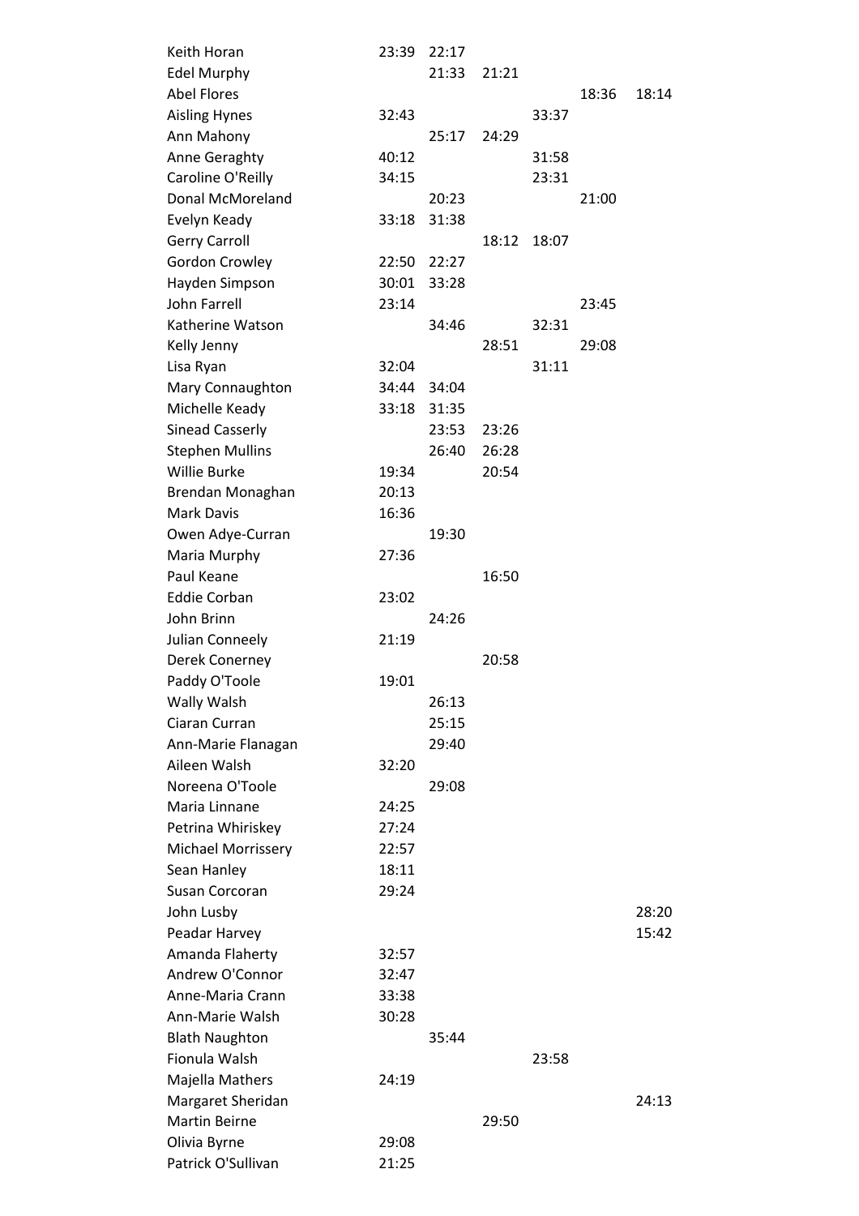| | | | | | | |
|---|---|---|---|---|---|---|
| Keith Horan | 23:39 | 22:17 | | | | |
| Edel Murphy | | 21:33 | 21:21 | | | |
| Abel Flores | | | | | 18:36 | 18:14 |
| Aisling Hynes | 32:43 | | | 33:37 | | |
| Ann Mahony | | 25:17 | 24:29 | | | |
| Anne Geraghty | 40:12 | | | 31:58 | | |
| Caroline O'Reilly | 34:15 | | | 23:31 | | |
| Donal McMoreland | | 20:23 | | | 21:00 | |
| Evelyn Keady | 33:18 | 31:38 | | | | |
| Gerry Carroll | | | 18:12 | 18:07 | | |
| Gordon Crowley | 22:50 | 22:27 | | | | |
| Hayden Simpson | 30:01 | 33:28 | | | | |
| John Farrell | 23:14 | | | | 23:45 | |
| Katherine Watson | | 34:46 | | 32:31 | | |
| Kelly Jenny | | | 28:51 | | 29:08 | |
| Lisa Ryan | 32:04 | | | 31:11 | | |
| Mary Connaughton | 34:44 | 34:04 | | | | |
| Michelle Keady | 33:18 | 31:35 | | | | |
| Sinead Casserly | | 23:53 | 23:26 | | | |
| Stephen Mullins | | 26:40 | 26:28 | | | |
| Willie Burke | 19:34 | | 20:54 | | | |
| Brendan Monaghan | 20:13 | | | | | |
| Mark Davis | 16:36 | | | | | |
| Owen Adye-Curran | | 19:30 | | | | |
| Maria Murphy | 27:36 | | | | | |
| Paul Keane | | | 16:50 | | | |
| Eddie Corban | 23:02 | | | | | |
| John Brinn | | 24:26 | | | | |
| Julian Conneely | 21:19 | | | | | |
| Derek Conerney | | | 20:58 | | | |
| Paddy O'Toole | 19:01 | | | | | |
| Wally Walsh | | 26:13 | | | | |
| Ciaran Curran | | 25:15 | | | | |
| Ann-Marie Flanagan | | 29:40 | | | | |
| Aileen Walsh | 32:20 | | | | | |
| Noreena O'Toole | | 29:08 | | | | |
| Maria Linnane | 24:25 | | | | | |
| Petrina Whiriskey | 27:24 | | | | | |
| Michael Morrissery | 22:57 | | | | | |
| Sean Hanley | 18:11 | | | | | |
| Susan Corcoran | 29:24 | | | | | |
| John Lusby | | | | | | 28:20 |
| Peadar Harvey | | | | | | 15:42 |
| Amanda Flaherty | 32:57 | | | | | |
| Andrew O'Connor | 32:47 | | | | | |
| Anne-Maria Crann | 33:38 | | | | | |
| Ann-Marie Walsh | 30:28 | | | | | |
| Blath Naughton | | 35:44 | | | | |
| Fionula Walsh | | | | 23:58 | | |
| Majella Mathers | 24:19 | | | | | |
| Margaret Sheridan | | | | | | 24:13 |
| Martin Beirne | | | 29:50 | | | |
| Olivia Byrne | 29:08 | | | | | |
| Patrick O'Sullivan | 21:25 | | | | | |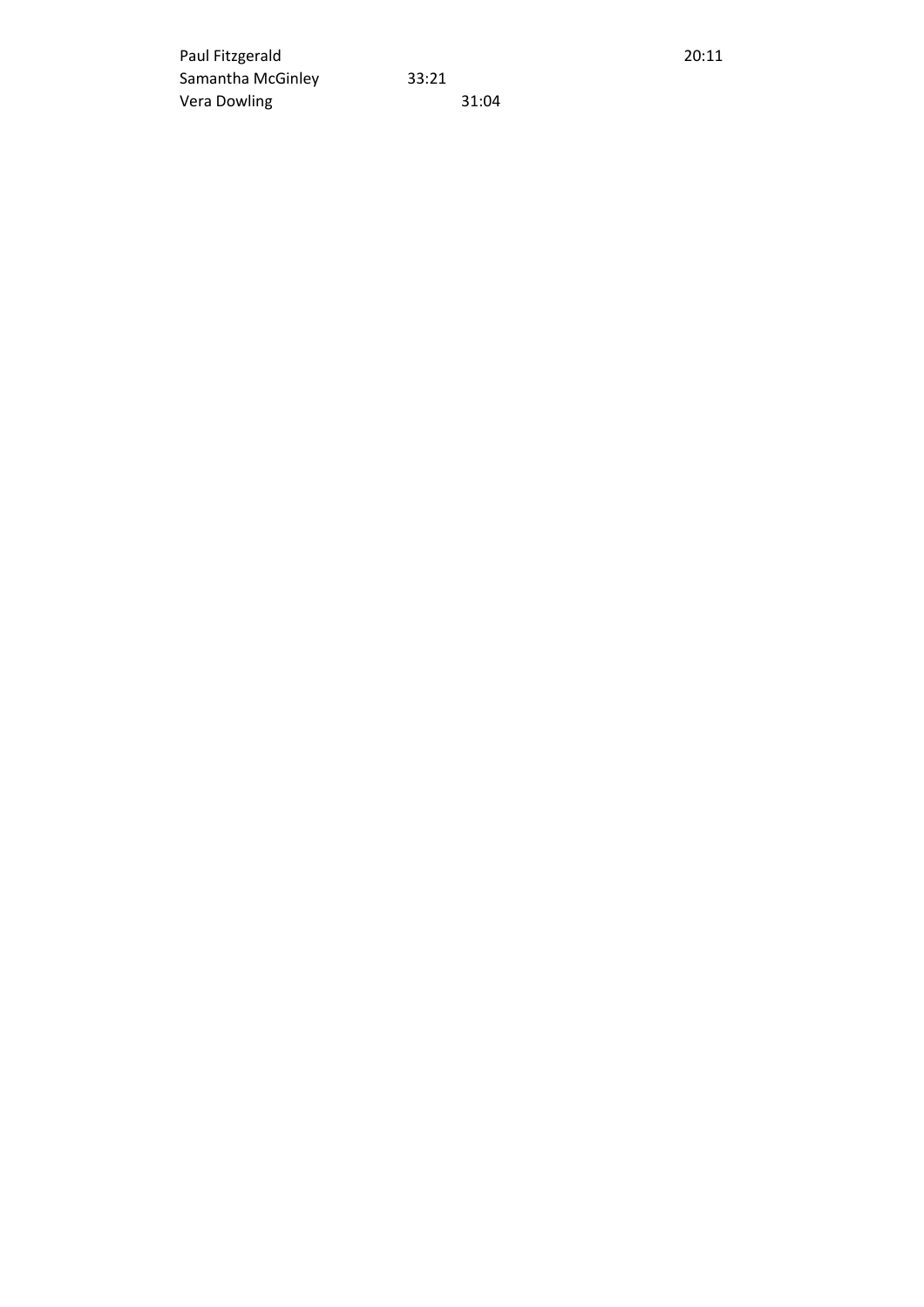| | | | |
|---|---|---|---|
| Paul Fitzgerald | | | 20:11 |
| Samantha McGinley | 33:21 | | |
| Vera Dowling | | 31:04 | |